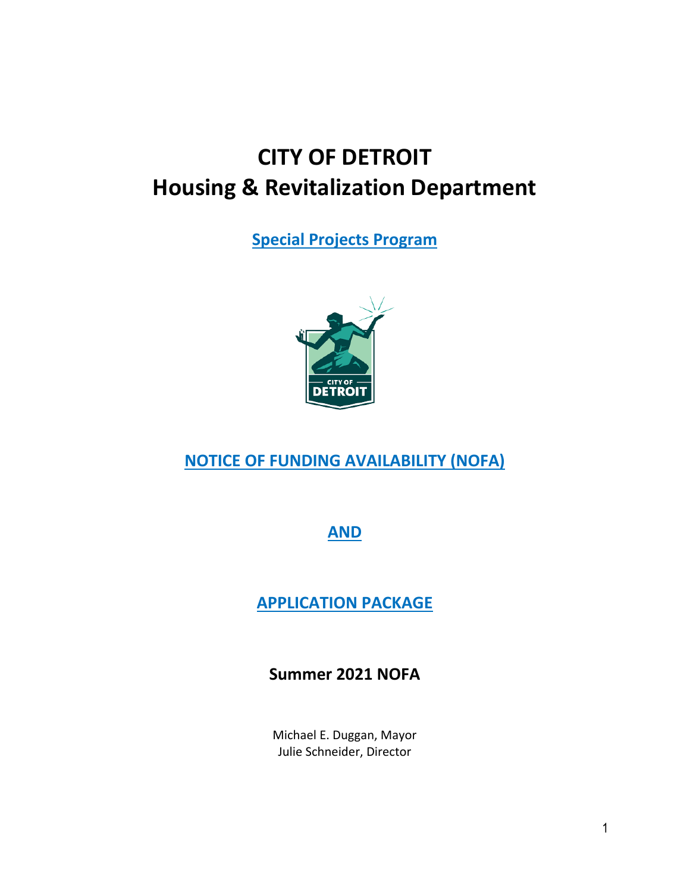# CITY OF DETROIT
# Housing & Revitalization Department

**Special Projects Program**

## NOTICE OF FUNDING AVAILABILITY (NOFA)

## AND

## APPLICATION PACKAGE

### Summer 2021 NOFA

Michael E. Duggan, Mayor
Julie Schneider, Director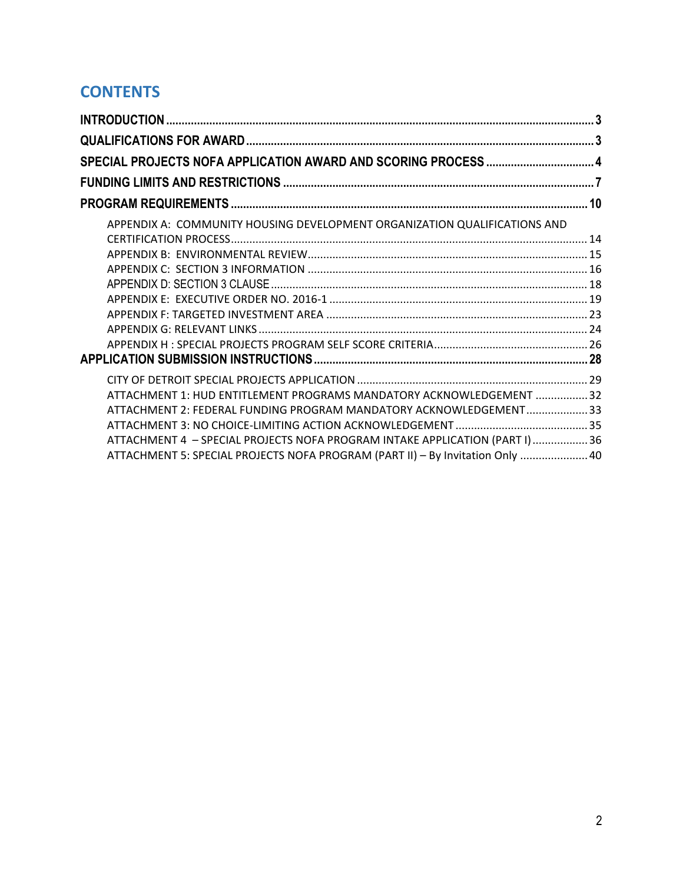## CONTENTS

**INTRODUCTION** .......... 3

**QUALIFICATIONS FOR AWARD** .......... 3

**SPECIAL PROJECTS NOFA APPLICATION AWARD AND SCORING PROCESS** .......... 4

**FUNDING LIMITS AND RESTRICTIONS** .......... 7

**PROGRAM REQUIREMENTS** .......... 10

- APPENDIX A: COMMUNITY HOUSING DEVELOPMENT ORGANIZATION QUALIFICATIONS AND CERTIFICATION PROCESS .......... 14
- APPENDIX B: ENVIRONMENTAL REVIEW .......... 15
- APPENDIX C: SECTION 3 INFORMATION .......... 16
- APPENDIX D: SECTION 3 CLAUSE .......... 18
- APPENDIX E: EXECUTIVE ORDER NO. 2016-1 .......... 19
- APPENDIX F: TARGETED INVESTMENT AREA .......... 23
- APPENDIX G: RELEVANT LINKS .......... 24
- APPENDIX H : SPECIAL PROJECTS PROGRAM SELF SCORE CRITERIA .......... 26

**APPLICATION SUBMISSION INSTRUCTIONS** .......... 28

- CITY OF DETROIT SPECIAL PROJECTS APPLICATION .......... 29
- ATTACHMENT 1: HUD ENTITLEMENT PROGRAMS MANDATORY ACKNOWLEDGEMENT .......... 32
- ATTACHMENT 2: FEDERAL FUNDING PROGRAM MANDATORY ACKNOWLEDGEMENT .......... 33
- ATTACHMENT 3: NO CHOICE-LIMITING ACTION ACKNOWLEDGEMENT .......... 35
- ATTACHMENT 4 – SPECIAL PROJECTS NOFA PROGRAM INTAKE APPLICATION (PART I) .......... 36
- ATTACHMENT 5: SPECIAL PROJECTS NOFA PROGRAM (PART II) – By Invitation Only .......... 40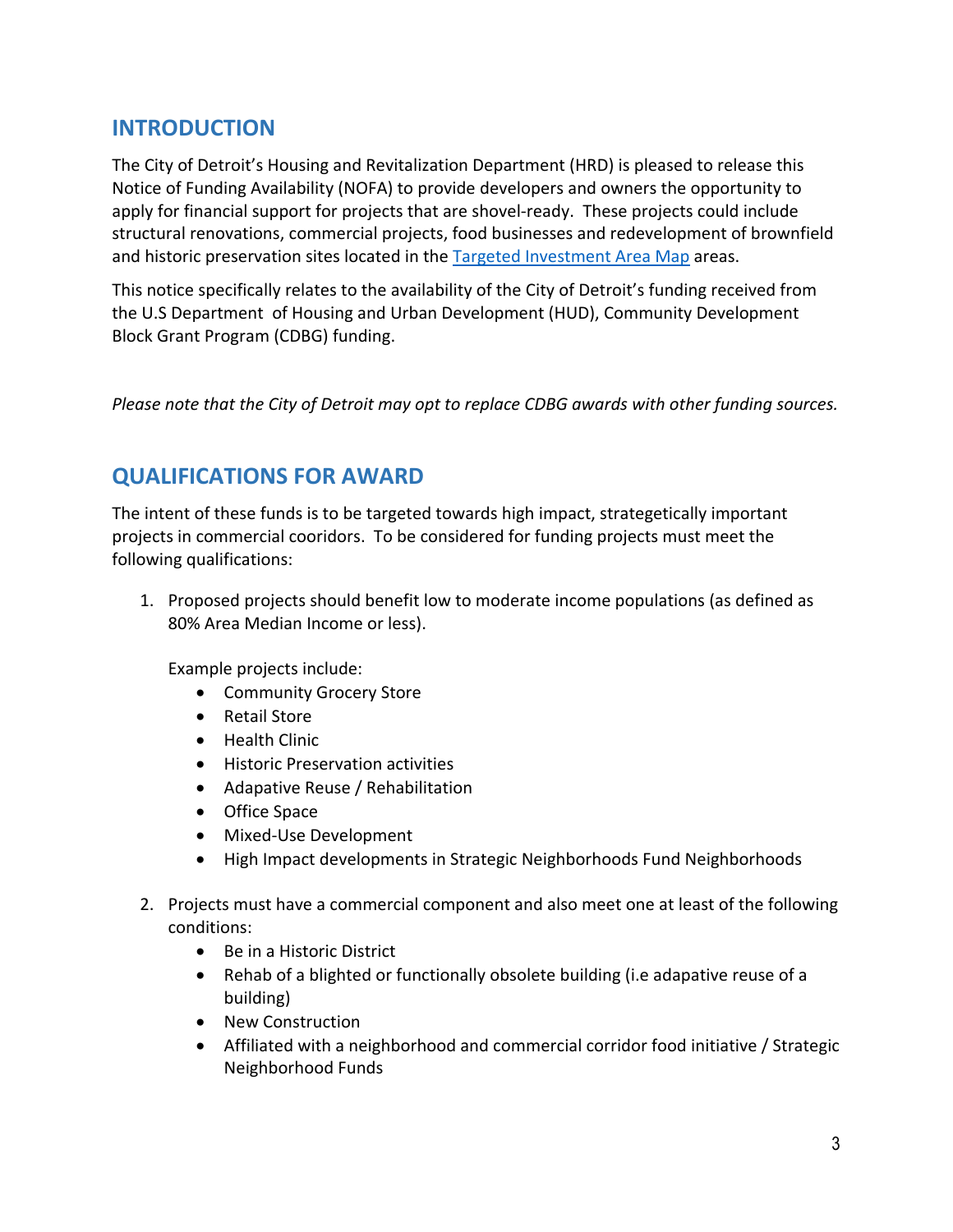## INTRODUCTION

The City of Detroit's Housing and Revitalization Department (HRD) is pleased to release this Notice of Funding Availability (NOFA) to provide developers and owners the opportunity to apply for financial support for projects that are shovel-ready. These projects could include structural renovations, commercial projects, food businesses and redevelopment of brownfield and historic preservation sites located in the [Targeted Investment Area Map] areas.

This notice specifically relates to the availability of the City of Detroit's funding received from the U.S Department of Housing and Urban Development (HUD), Community Development Block Grant Program (CDBG) funding.

*Please note that the City of Detroit may opt to replace CDBG awards with other funding sources.*

## QUALIFICATIONS FOR AWARD

The intent of these funds is to be targeted towards high impact, strategetically important projects in commercial cooridors. To be considered for funding projects must meet the following qualifications:

1. Proposed projects should benefit low to moderate income populations (as defined as 80% Area Median Income or less).

   Example projects include:
   - Community Grocery Store
   - Retail Store
   - Health Clinic
   - Historic Preservation activities
   - Adapative Reuse / Rehabilitation
   - Office Space
   - Mixed-Use Development
   - High Impact developments in Strategic Neighborhoods Fund Neighborhoods

2. Projects must have a commercial component and also meet one at least of the following conditions:
   - Be in a Historic District
   - Rehab of a blighted or functionally obsolete building (i.e adapative reuse of a building)
   - New Construction
   - Affiliated with a neighborhood and commercial corridor food initiative / Strategic Neighborhood Funds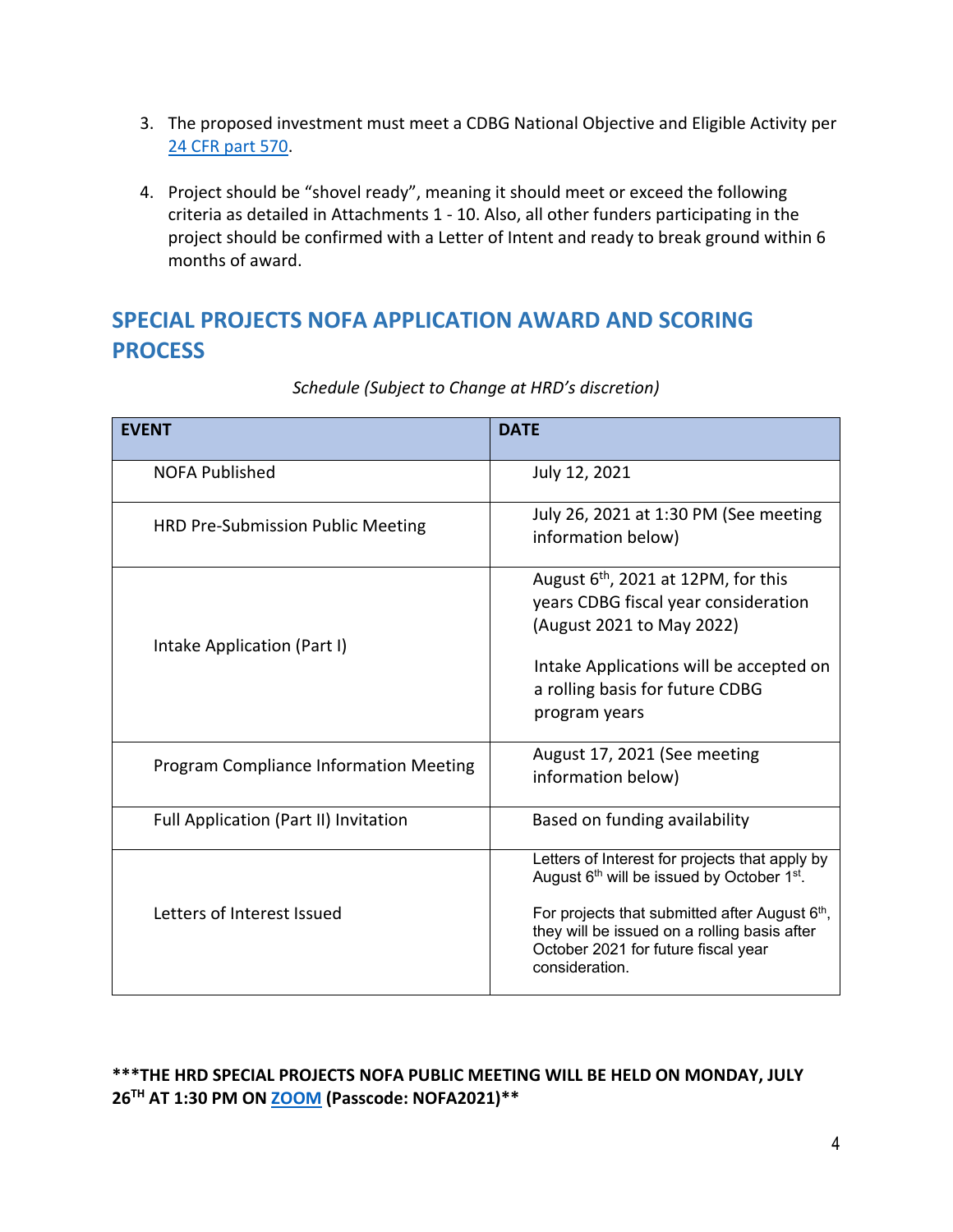3. The proposed investment must meet a CDBG National Objective and Eligible Activity per [24 CFR part 570](#).

4. Project should be "shovel ready", meaning it should meet or exceed the following criteria as detailed in Attachments 1 - 10. Also, all other funders participating in the project should be confirmed with a Letter of Intent and ready to break ground within 6 months of award.

## SPECIAL PROJECTS NOFA APPLICATION AWARD AND SCORING PROCESS

*Schedule (Subject to Change at HRD's discretion)*

| EVENT | DATE |
|---|---|
| NOFA Published | July 12, 2021 |
| HRD Pre-Submission Public Meeting | July 26, 2021 at 1:30 PM (See meeting information below) |
| Intake Application (Part I) | August 6th, 2021 at 12PM, for this years CDBG fiscal year consideration (August 2021 to May 2022)<br><br>Intake Applications will be accepted on a rolling basis for future CDBG program years |
| Program Compliance Information Meeting | August 17, 2021 (See meeting information below) |
| Full Application (Part II) Invitation | Based on funding availability |
| Letters of Interest Issued | Letters of Interest for projects that apply by August 6th will be issued by October 1st.<br><br>For projects that submitted after August 6th, they will be issued on a rolling basis after October 2021 for future fiscal year consideration. |

**\*\*\*THE HRD SPECIAL PROJECTS NOFA PUBLIC MEETING WILL BE HELD ON MONDAY, JULY 26TH AT 1:30 PM ON [ZOOM](#) (Passcode: NOFA2021)\*\***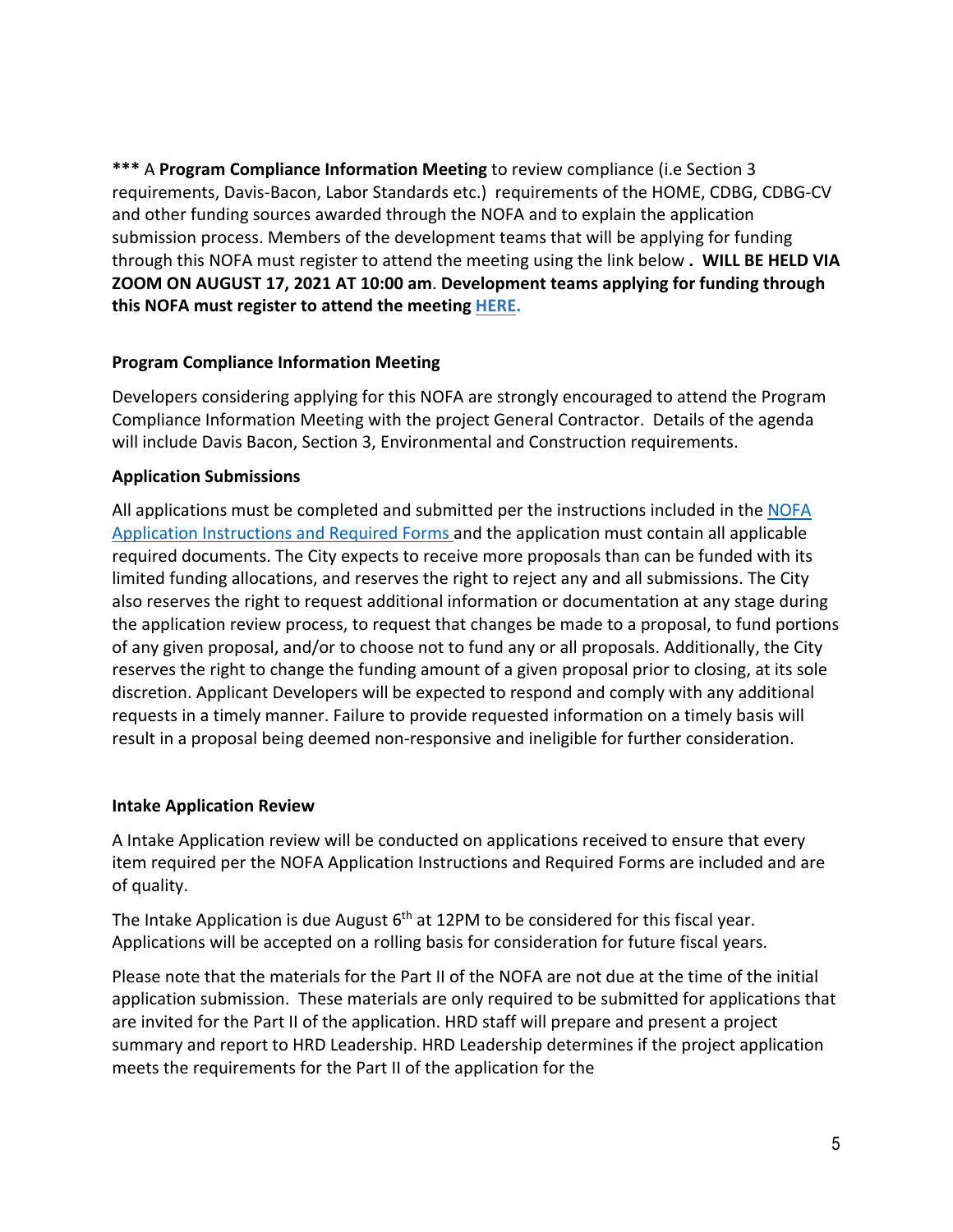**\*\*\*** A **Program Compliance Information Meeting** to review compliance (i.e Section 3 requirements, Davis-Bacon, Labor Standards etc.) requirements of the HOME, CDBG, CDBG-CV and other funding sources awarded through the NOFA and to explain the application submission process. Members of the development teams that will be applying for funding through this NOFA must register to attend the meeting using the link below **. WILL BE HELD VIA ZOOM ON AUGUST 17, 2021 AT 10:00 am**. **Development teams applying for funding through this NOFA must register to attend the meeting HERE.**

**Program Compliance Information Meeting**

Developers considering applying for this NOFA are strongly encouraged to attend the Program Compliance Information Meeting with the project General Contractor. Details of the agenda will include Davis Bacon, Section 3, Environmental and Construction requirements.

**Application Submissions**

All applications must be completed and submitted per the instructions included in the NOFA Application Instructions and Required Forms and the application must contain all applicable required documents. The City expects to receive more proposals than can be funded with its limited funding allocations, and reserves the right to reject any and all submissions. The City also reserves the right to request additional information or documentation at any stage during the application review process, to request that changes be made to a proposal, to fund portions of any given proposal, and/or to choose not to fund any or all proposals. Additionally, the City reserves the right to change the funding amount of a given proposal prior to closing, at its sole discretion. Applicant Developers will be expected to respond and comply with any additional requests in a timely manner. Failure to provide requested information on a timely basis will result in a proposal being deemed non-responsive and ineligible for further consideration.

**Intake Application Review**

A Intake Application review will be conducted on applications received to ensure that every item required per the NOFA Application Instructions and Required Forms are included and are of quality.

The Intake Application is due August 6th at 12PM to be considered for this fiscal year. Applications will be accepted on a rolling basis for consideration for future fiscal years.

Please note that the materials for the Part II of the NOFA are not due at the time of the initial application submission. These materials are only required to be submitted for applications that are invited for the Part II of the application. HRD staff will prepare and present a project summary and report to HRD Leadership. HRD Leadership determines if the project application meets the requirements for the Part II of the application for the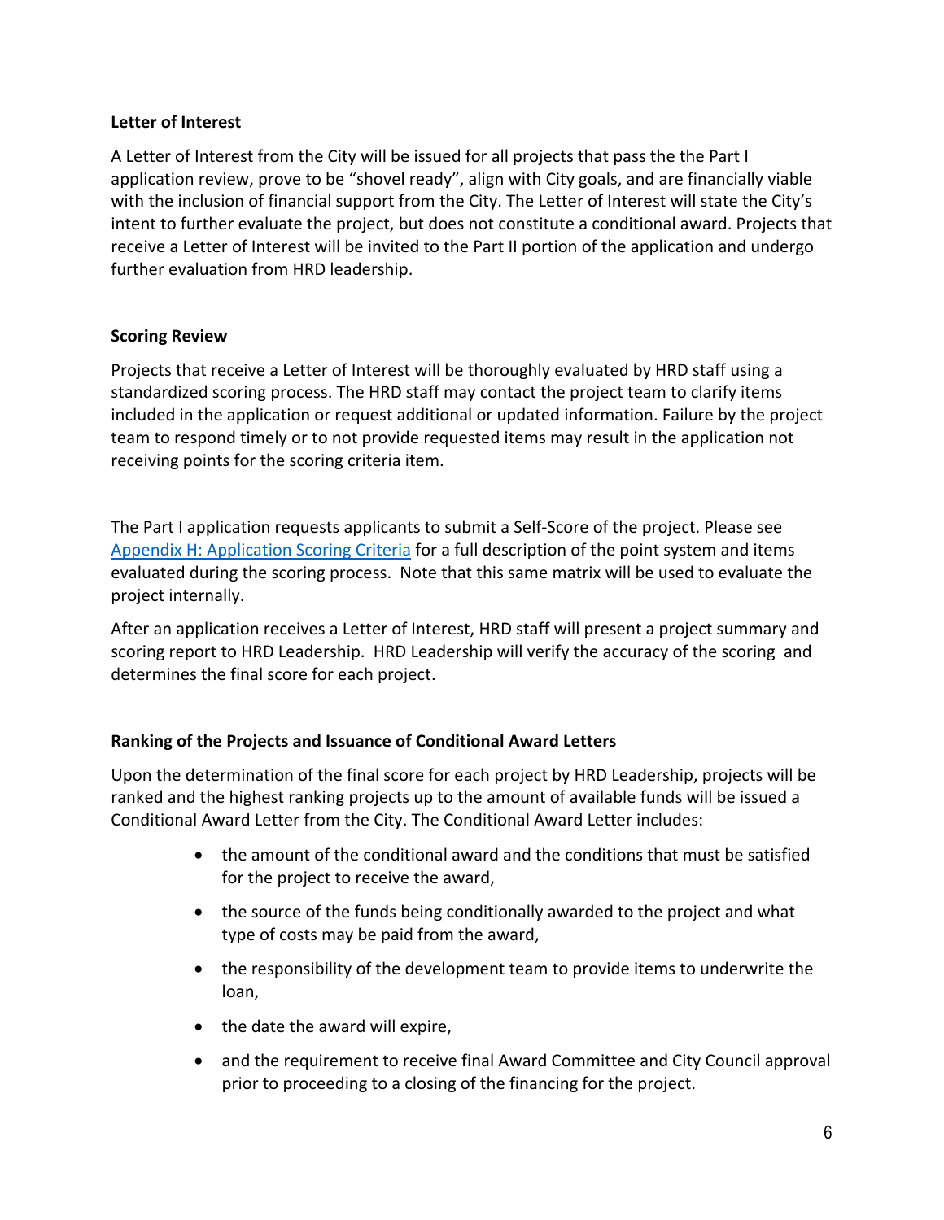**Letter of Interest**

A Letter of Interest from the City will be issued for all projects that pass the the Part I application review, prove to be "shovel ready", align with City goals, and are financially viable with the inclusion of financial support from the City. The Letter of Interest will state the City's intent to further evaluate the project, but does not constitute a conditional award. Projects that receive a Letter of Interest will be invited to the Part II portion of the application and undergo further evaluation from HRD leadership.

**Scoring Review**

Projects that receive a Letter of Interest will be thoroughly evaluated by HRD staff using a standardized scoring process. The HRD staff may contact the project team to clarify items included in the application or request additional or updated information. Failure by the project team to respond timely or to not provide requested items may result in the application not receiving points for the scoring criteria item.

The Part I application requests applicants to submit a Self-Score of the project. Please see Appendix H: Application Scoring Criteria for a full description of the point system and items evaluated during the scoring process. Note that this same matrix will be used to evaluate the project internally.

After an application receives a Letter of Interest, HRD staff will present a project summary and scoring report to HRD Leadership. HRD Leadership will verify the accuracy of the scoring and determines the final score for each project.

**Ranking of the Projects and Issuance of Conditional Award Letters**

Upon the determination of the final score for each project by HRD Leadership, projects will be ranked and the highest ranking projects up to the amount of available funds will be issued a Conditional Award Letter from the City. The Conditional Award Letter includes:

- the amount of the conditional award and the conditions that must be satisfied for the project to receive the award,
- the source of the funds being conditionally awarded to the project and what type of costs may be paid from the award,
- the responsibility of the development team to provide items to underwrite the loan,
- the date the award will expire,
- and the requirement to receive final Award Committee and City Council approval prior to proceeding to a closing of the financing for the project.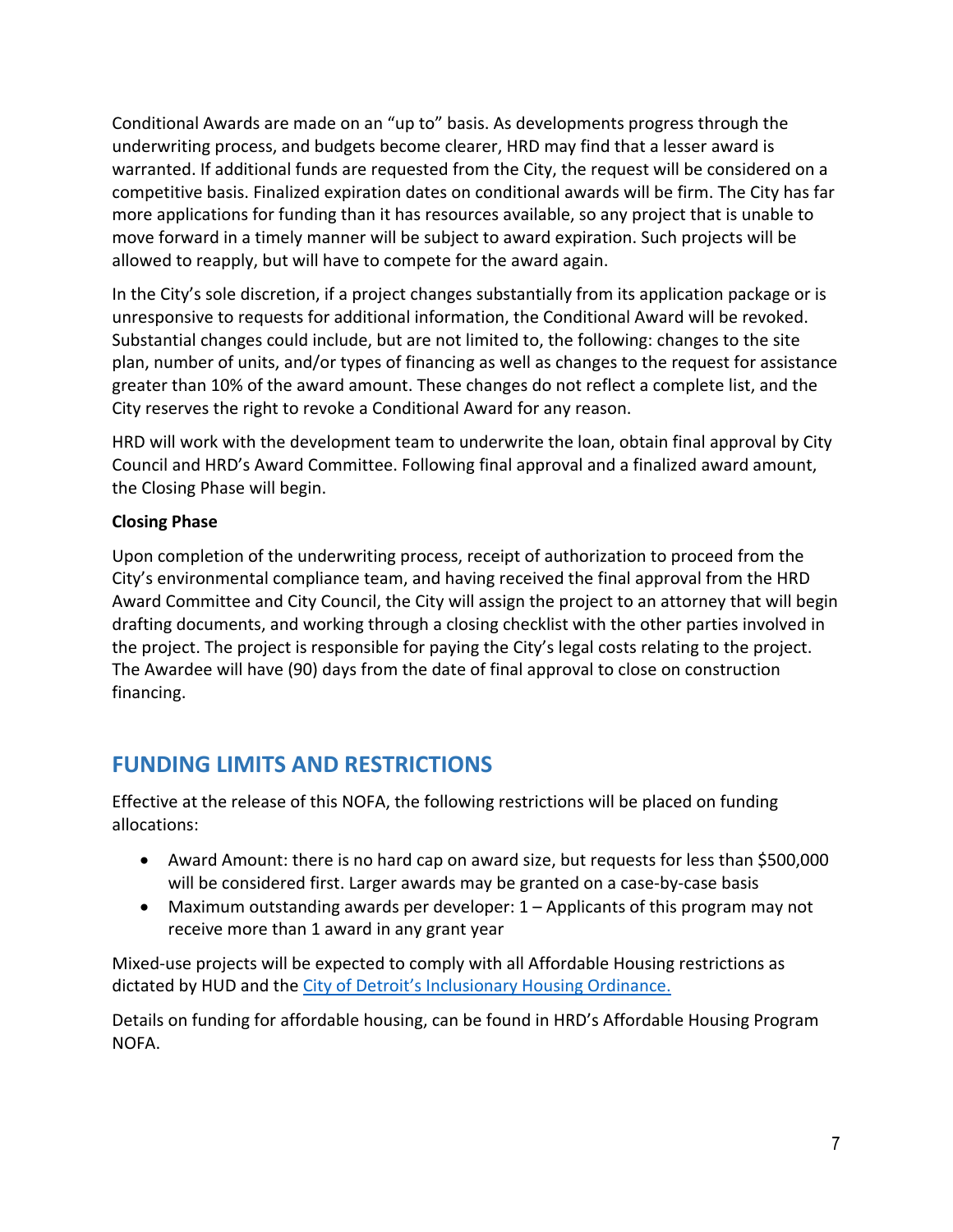Conditional Awards are made on an "up to" basis. As developments progress through the underwriting process, and budgets become clearer, HRD may find that a lesser award is warranted. If additional funds are requested from the City, the request will be considered on a competitive basis. Finalized expiration dates on conditional awards will be firm. The City has far more applications for funding than it has resources available, so any project that is unable to move forward in a timely manner will be subject to award expiration. Such projects will be allowed to reapply, but will have to compete for the award again.

In the City's sole discretion, if a project changes substantially from its application package or is unresponsive to requests for additional information, the Conditional Award will be revoked. Substantial changes could include, but are not limited to, the following: changes to the site plan, number of units, and/or types of financing as well as changes to the request for assistance greater than 10% of the award amount. These changes do not reflect a complete list, and the City reserves the right to revoke a Conditional Award for any reason.

HRD will work with the development team to underwrite the loan, obtain final approval by City Council and HRD's Award Committee. Following final approval and a finalized award amount, the Closing Phase will begin.

**Closing Phase**

Upon completion of the underwriting process, receipt of authorization to proceed from the City's environmental compliance team, and having received the final approval from the HRD Award Committee and City Council, the City will assign the project to an attorney that will begin drafting documents, and working through a closing checklist with the other parties involved in the project. The project is responsible for paying the City's legal costs relating to the project. The Awardee will have (90) days from the date of final approval to close on construction financing.

## FUNDING LIMITS AND RESTRICTIONS

Effective at the release of this NOFA, the following restrictions will be placed on funding allocations:

- Award Amount: there is no hard cap on award size, but requests for less than $500,000 will be considered first. Larger awards may be granted on a case-by-case basis
- Maximum outstanding awards per developer: 1 – Applicants of this program may not receive more than 1 award in any grant year

Mixed-use projects will be expected to comply with all Affordable Housing restrictions as dictated by HUD and the City of Detroit's Inclusionary Housing Ordinance.

Details on funding for affordable housing, can be found in HRD's Affordable Housing Program NOFA.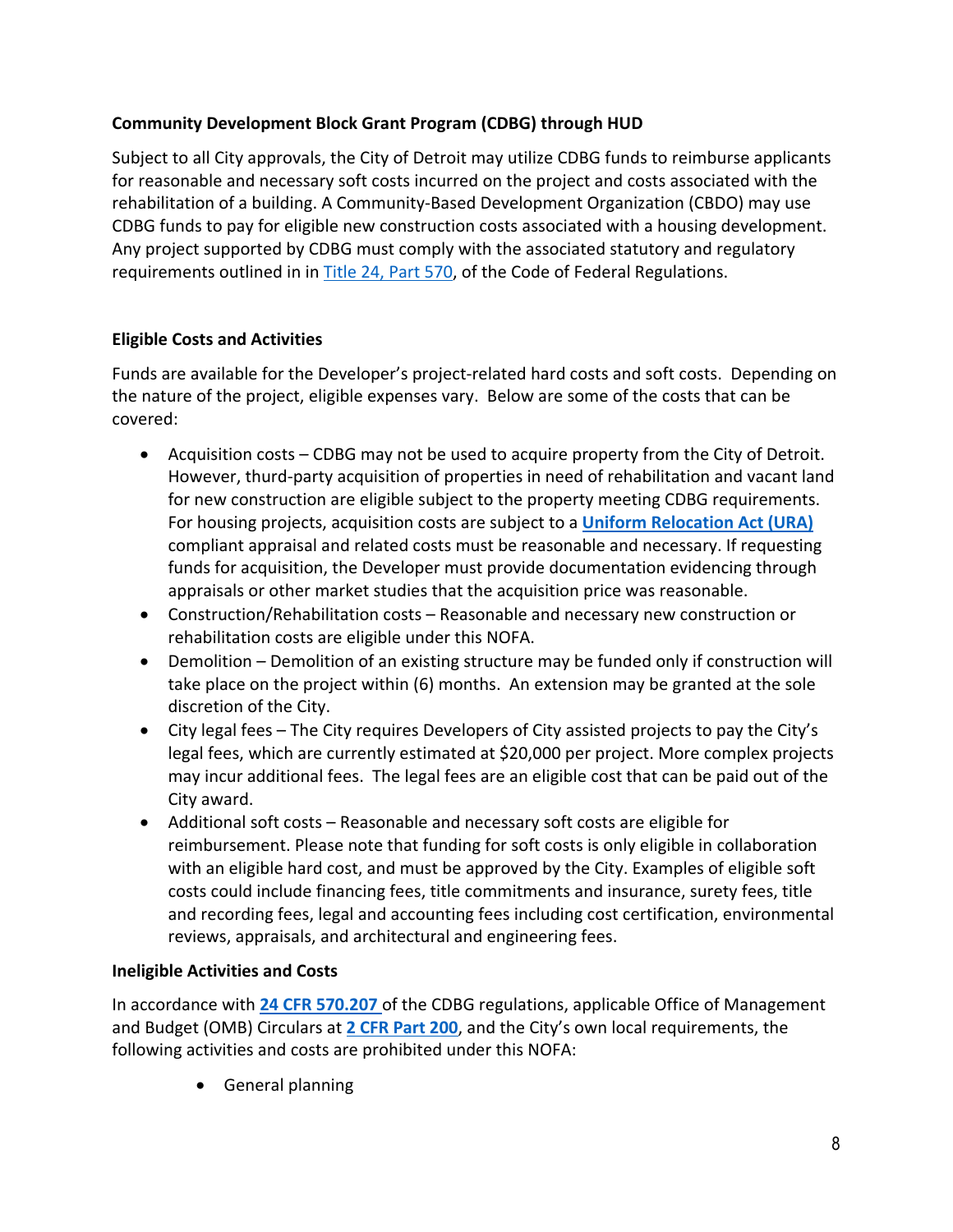**Community Development Block Grant Program (CDBG) through HUD**

Subject to all City approvals, the City of Detroit may utilize CDBG funds to reimburse applicants for reasonable and necessary soft costs incurred on the project and costs associated with the rehabilitation of a building. A Community-Based Development Organization (CBDO) may use CDBG funds to pay for eligible new construction costs associated with a housing development. Any project supported by CDBG must comply with the associated statutory and regulatory requirements outlined in in Title 24, Part 570, of the Code of Federal Regulations.

**Eligible Costs and Activities**

Funds are available for the Developer's project-related hard costs and soft costs. Depending on the nature of the project, eligible expenses vary. Below are some of the costs that can be covered:

- Acquisition costs – CDBG may not be used to acquire property from the City of Detroit. However, thurd-party acquisition of properties in need of rehabilitation and vacant land for new construction are eligible subject to the property meeting CDBG requirements. For housing projects, acquisition costs are subject to a **Uniform Relocation Act (URA)** compliant appraisal and related costs must be reasonable and necessary. If requesting funds for acquisition, the Developer must provide documentation evidencing through appraisals or other market studies that the acquisition price was reasonable.
- Construction/Rehabilitation costs – Reasonable and necessary new construction or rehabilitation costs are eligible under this NOFA.
- Demolition – Demolition of an existing structure may be funded only if construction will take place on the project within (6) months. An extension may be granted at the sole discretion of the City.
- City legal fees – The City requires Developers of City assisted projects to pay the City's legal fees, which are currently estimated at $20,000 per project. More complex projects may incur additional fees. The legal fees are an eligible cost that can be paid out of the City award.
- Additional soft costs – Reasonable and necessary soft costs are eligible for reimbursement. Please note that funding for soft costs is only eligible in collaboration with an eligible hard cost, and must be approved by the City. Examples of eligible soft costs could include financing fees, title commitments and insurance, surety fees, title and recording fees, legal and accounting fees including cost certification, environmental reviews, appraisals, and architectural and engineering fees.

**Ineligible Activities and Costs**

In accordance with **24 CFR 570.207** of the CDBG regulations, applicable Office of Management and Budget (OMB) Circulars at **2 CFR Part 200**, and the City's own local requirements, the following activities and costs are prohibited under this NOFA:

- General planning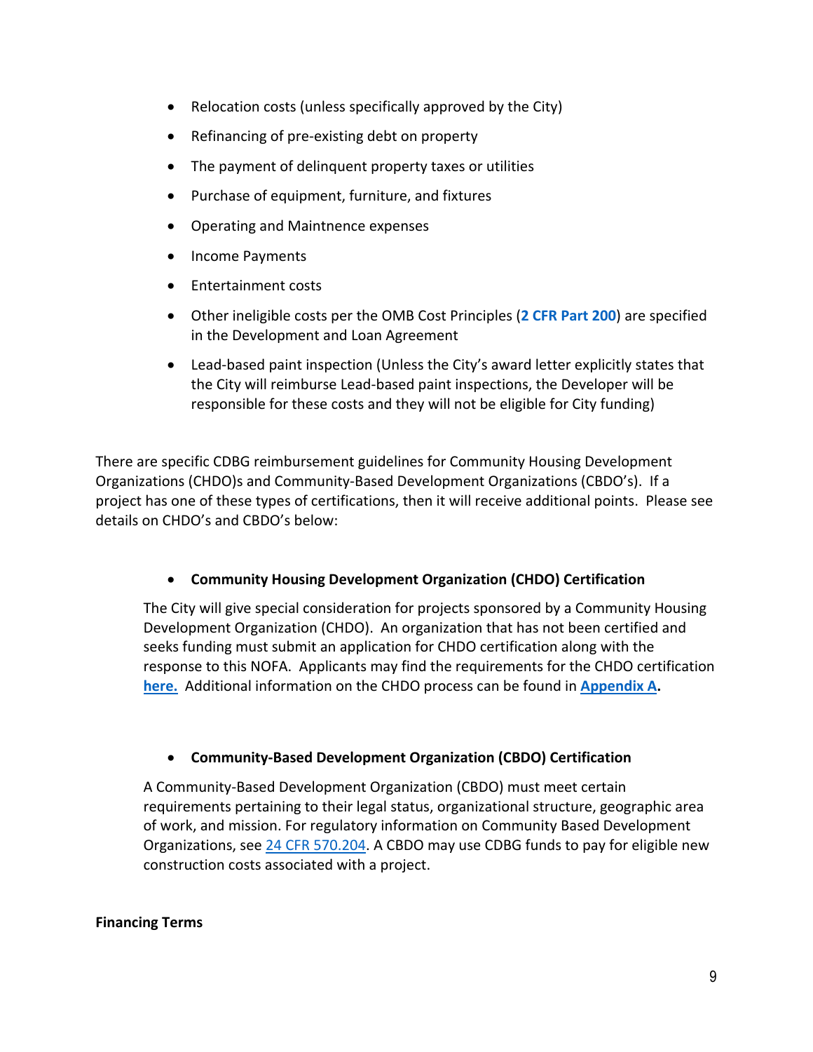- Relocation costs (unless specifically approved by the City)
- Refinancing of pre-existing debt on property
- The payment of delinquent property taxes or utilities
- Purchase of equipment, furniture, and fixtures
- Operating and Maintnence expenses
- Income Payments
- Entertainment costs
- Other ineligible costs per the OMB Cost Principles (**2 CFR Part 200**) are specified in the Development and Loan Agreement
- Lead-based paint inspection (Unless the City's award letter explicitly states that the City will reimburse Lead-based paint inspections, the Developer will be responsible for these costs and they will not be eligible for City funding)

There are specific CDBG reimbursement guidelines for Community Housing Development Organizations (CHDO)s and Community-Based Development Organizations (CBDO's). If a project has one of these types of certifications, then it will receive additional points. Please see details on CHDO's and CBDO's below:

- **Community Housing Development Organization (CHDO) Certification**

  The City will give special consideration for projects sponsored by a Community Housing Development Organization (CHDO). An organization that has not been certified and seeks funding must submit an application for CHDO certification along with the response to this NOFA. Applicants may find the requirements for the CHDO certification **here.** Additional information on the CHDO process can be found in **Appendix A.**

- **Community-Based Development Organization (CBDO) Certification**

  A Community-Based Development Organization (CBDO) must meet certain requirements pertaining to their legal status, organizational structure, geographic area of work, and mission. For regulatory information on Community Based Development Organizations, see 24 CFR 570.204. A CBDO may use CDBG funds to pay for eligible new construction costs associated with a project.

**Financing Terms**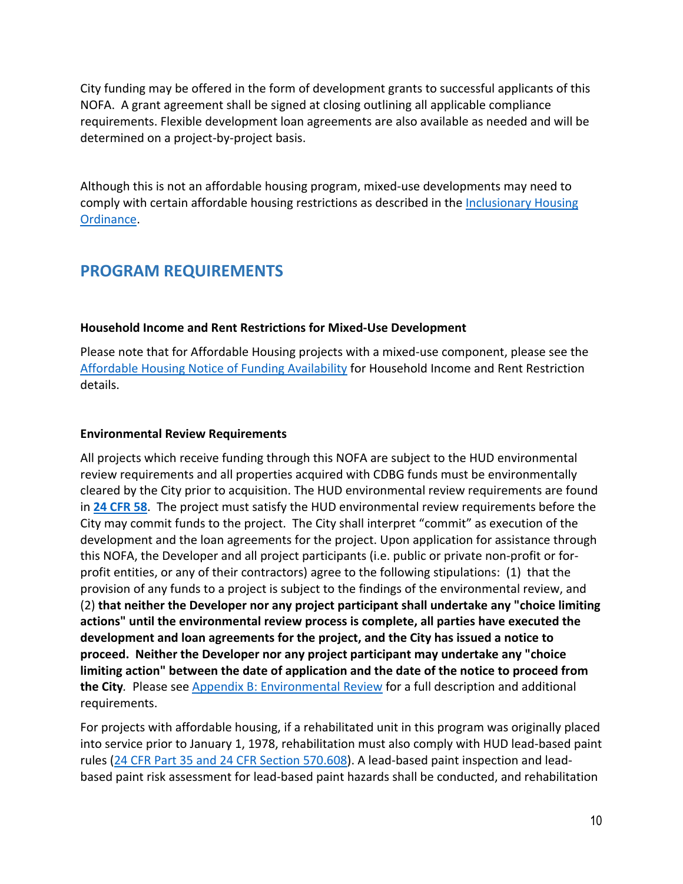City funding may be offered in the form of development grants to successful applicants of this NOFA. A grant agreement shall be signed at closing outlining all applicable compliance requirements. Flexible development loan agreements are also available as needed and will be determined on a project-by-project basis.

Although this is not an affordable housing program, mixed-use developments may need to comply with certain affordable housing restrictions as described in the Inclusionary Housing Ordinance.

## PROGRAM REQUIREMENTS

**Household Income and Rent Restrictions for Mixed-Use Development**

Please note that for Affordable Housing projects with a mixed-use component, please see the Affordable Housing Notice of Funding Availability for Household Income and Rent Restriction details.

**Environmental Review Requirements**

All projects which receive funding through this NOFA are subject to the HUD environmental review requirements and all properties acquired with CDBG funds must be environmentally cleared by the City prior to acquisition. The HUD environmental review requirements are found in **24 CFR 58**. The project must satisfy the HUD environmental review requirements before the City may commit funds to the project. The City shall interpret "commit" as execution of the development and the loan agreements for the project. Upon application for assistance through this NOFA, the Developer and all project participants (i.e. public or private non-profit or for-profit entities, or any of their contractors) agree to the following stipulations: (1) that the provision of any funds to a project is subject to the findings of the environmental review, and (2) **that neither the Developer nor any project participant shall undertake any "choice limiting actions" until the environmental review process is complete, all parties have executed the development and loan agreements for the project, and the City has issued a notice to proceed. Neither the Developer nor any project participant may undertake any "choice limiting action" between the date of application and the date of the notice to proceed from the City**. Please see Appendix B: Environmental Review for a full description and additional requirements.

For projects with affordable housing, if a rehabilitated unit in this program was originally placed into service prior to January 1, 1978, rehabilitation must also comply with HUD lead-based paint rules (24 CFR Part 35 and 24 CFR Section 570.608). A lead-based paint inspection and lead-based paint risk assessment for lead-based paint hazards shall be conducted, and rehabilitation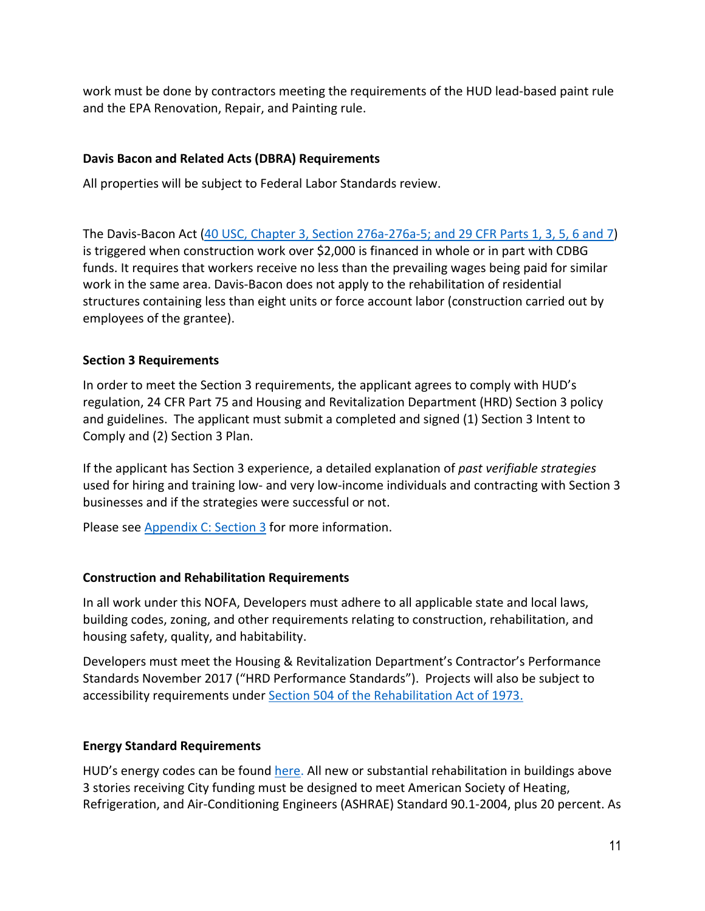work must be done by contractors meeting the requirements of the HUD lead-based paint rule and the EPA Renovation, Repair, and Painting rule.

### Davis Bacon and Related Acts (DBRA) Requirements

All properties will be subject to Federal Labor Standards review.

The Davis-Bacon Act (40 USC, Chapter 3, Section 276a-276a-5; and 29 CFR Parts 1, 3, 5, 6 and 7) is triggered when construction work over $2,000 is financed in whole or in part with CDBG funds. It requires that workers receive no less than the prevailing wages being paid for similar work in the same area. Davis-Bacon does not apply to the rehabilitation of residential structures containing less than eight units or force account labor (construction carried out by employees of the grantee).

### Section 3 Requirements

In order to meet the Section 3 requirements, the applicant agrees to comply with HUD's regulation, 24 CFR Part 75 and Housing and Revitalization Department (HRD) Section 3 policy and guidelines. The applicant must submit a completed and signed (1) Section 3 Intent to Comply and (2) Section 3 Plan.

If the applicant has Section 3 experience, a detailed explanation of *past verifiable strategies* used for hiring and training low- and very low-income individuals and contracting with Section 3 businesses and if the strategies were successful or not.

Please see Appendix C: Section 3 for more information.

### Construction and Rehabilitation Requirements

In all work under this NOFA, Developers must adhere to all applicable state and local laws, building codes, zoning, and other requirements relating to construction, rehabilitation, and housing safety, quality, and habitability.

Developers must meet the Housing & Revitalization Department's Contractor's Performance Standards November 2017 ("HRD Performance Standards"). Projects will also be subject to accessibility requirements under Section 504 of the Rehabilitation Act of 1973.

### Energy Standard Requirements

HUD's energy codes can be found here. All new or substantial rehabilitation in buildings above 3 stories receiving City funding must be designed to meet American Society of Heating, Refrigeration, and Air-Conditioning Engineers (ASHRAE) Standard 90.1-2004, plus 20 percent. As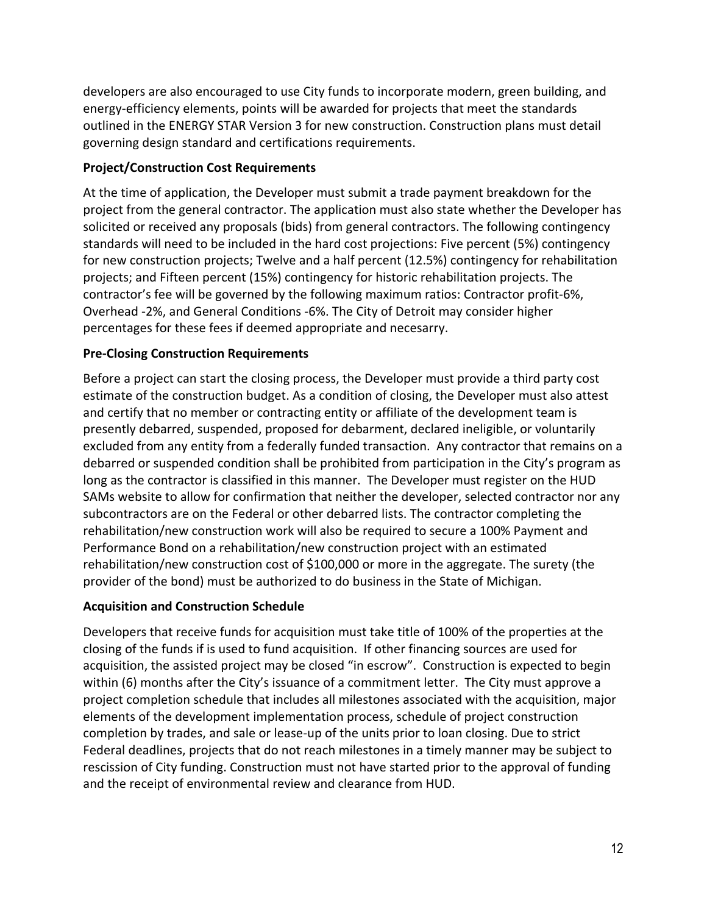developers are also encouraged to use City funds to incorporate modern, green building, and energy-efficiency elements, points will be awarded for projects that meet the standards outlined in the ENERGY STAR Version 3 for new construction. Construction plans must detail governing design standard and certifications requirements.

**Project/Construction Cost Requirements**

At the time of application, the Developer must submit a trade payment breakdown for the project from the general contractor. The application must also state whether the Developer has solicited or received any proposals (bids) from general contractors. The following contingency standards will need to be included in the hard cost projections: Five percent (5%) contingency for new construction projects; Twelve and a half percent (12.5%) contingency for rehabilitation projects; and Fifteen percent (15%) contingency for historic rehabilitation projects. The contractor's fee will be governed by the following maximum ratios: Contractor profit-6%, Overhead -2%, and General Conditions -6%. The City of Detroit may consider higher percentages for these fees if deemed appropriate and necesarry.

**Pre-Closing Construction Requirements**

Before a project can start the closing process, the Developer must provide a third party cost estimate of the construction budget. As a condition of closing, the Developer must also attest and certify that no member or contracting entity or affiliate of the development team is presently debarred, suspended, proposed for debarment, declared ineligible, or voluntarily excluded from any entity from a federally funded transaction. Any contractor that remains on a debarred or suspended condition shall be prohibited from participation in the City's program as long as the contractor is classified in this manner. The Developer must register on the HUD SAMs website to allow for confirmation that neither the developer, selected contractor nor any subcontractors are on the Federal or other debarred lists. The contractor completing the rehabilitation/new construction work will also be required to secure a 100% Payment and Performance Bond on a rehabilitation/new construction project with an estimated rehabilitation/new construction cost of $100,000 or more in the aggregate. The surety (the provider of the bond) must be authorized to do business in the State of Michigan.

**Acquisition and Construction Schedule**

Developers that receive funds for acquisition must take title of 100% of the properties at the closing of the funds if is used to fund acquisition. If other financing sources are used for acquisition, the assisted project may be closed "in escrow". Construction is expected to begin within (6) months after the City's issuance of a commitment letter. The City must approve a project completion schedule that includes all milestones associated with the acquisition, major elements of the development implementation process, schedule of project construction completion by trades, and sale or lease-up of the units prior to loan closing. Due to strict Federal deadlines, projects that do not reach milestones in a timely manner may be subject to rescission of City funding. Construction must not have started prior to the approval of funding and the receipt of environmental review and clearance from HUD.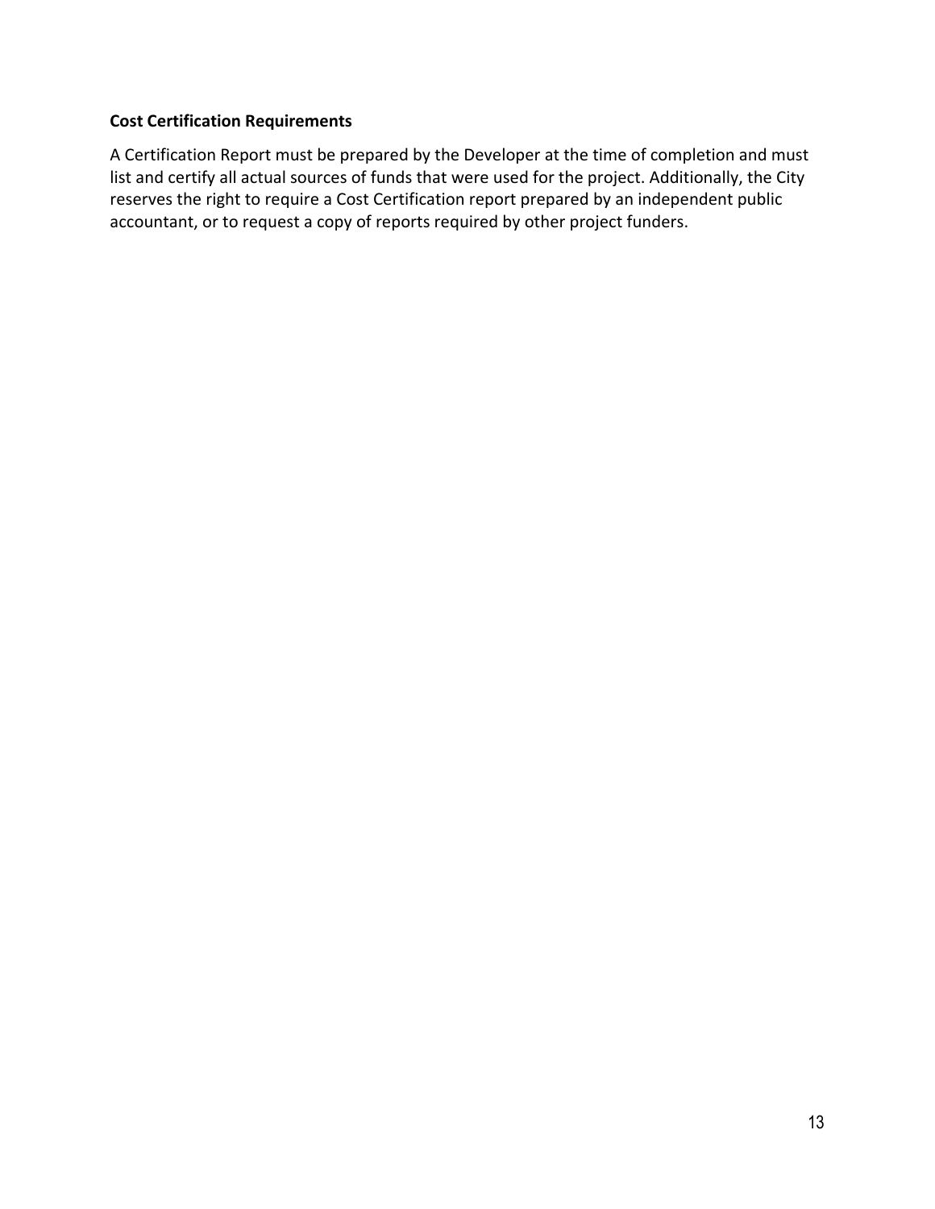**Cost Certification Requirements**

A Certification Report must be prepared by the Developer at the time of completion and must list and certify all actual sources of funds that were used for the project. Additionally, the City reserves the right to require a Cost Certification report prepared by an independent public accountant, or to request a copy of reports required by other project funders.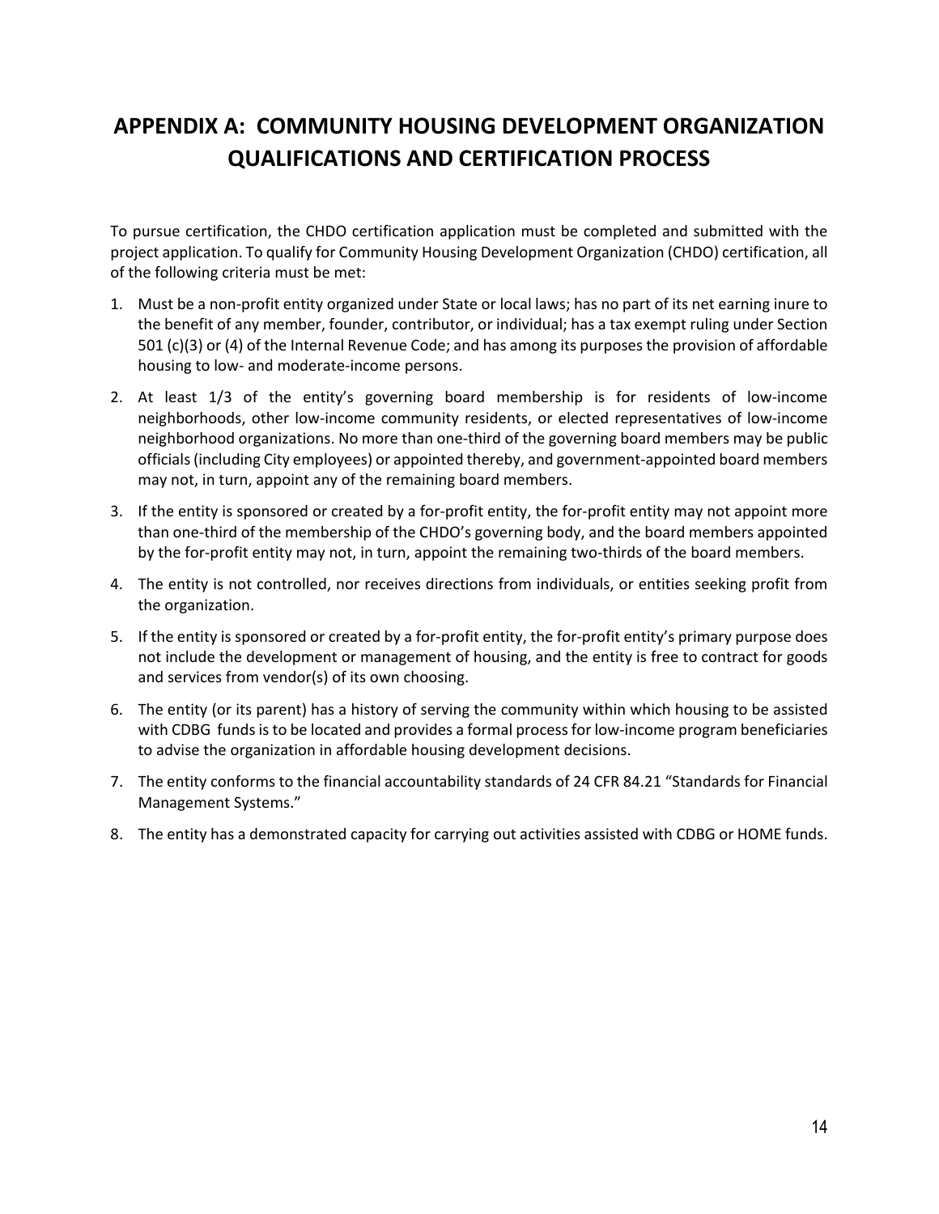# APPENDIX A: COMMUNITY HOUSING DEVELOPMENT ORGANIZATION QUALIFICATIONS AND CERTIFICATION PROCESS

To pursue certification, the CHDO certification application must be completed and submitted with the project application. To qualify for Community Housing Development Organization (CHDO) certification, all of the following criteria must be met:

1. Must be a non-profit entity organized under State or local laws; has no part of its net earning inure to the benefit of any member, founder, contributor, or individual; has a tax exempt ruling under Section 501 (c)(3) or (4) of the Internal Revenue Code; and has among its purposes the provision of affordable housing to low- and moderate-income persons.
2. At least 1/3 of the entity's governing board membership is for residents of low-income neighborhoods, other low-income community residents, or elected representatives of low-income neighborhood organizations. No more than one-third of the governing board members may be public officials (including City employees) or appointed thereby, and government-appointed board members may not, in turn, appoint any of the remaining board members.
3. If the entity is sponsored or created by a for-profit entity, the for-profit entity may not appoint more than one-third of the membership of the CHDO's governing body, and the board members appointed by the for-profit entity may not, in turn, appoint the remaining two-thirds of the board members.
4. The entity is not controlled, nor receives directions from individuals, or entities seeking profit from the organization.
5. If the entity is sponsored or created by a for-profit entity, the for-profit entity's primary purpose does not include the development or management of housing, and the entity is free to contract for goods and services from vendor(s) of its own choosing.
6. The entity (or its parent) has a history of serving the community within which housing to be assisted with CDBG funds is to be located and provides a formal process for low-income program beneficiaries to advise the organization in affordable housing development decisions.
7. The entity conforms to the financial accountability standards of 24 CFR 84.21 "Standards for Financial Management Systems."
8. The entity has a demonstrated capacity for carrying out activities assisted with CDBG or HOME funds.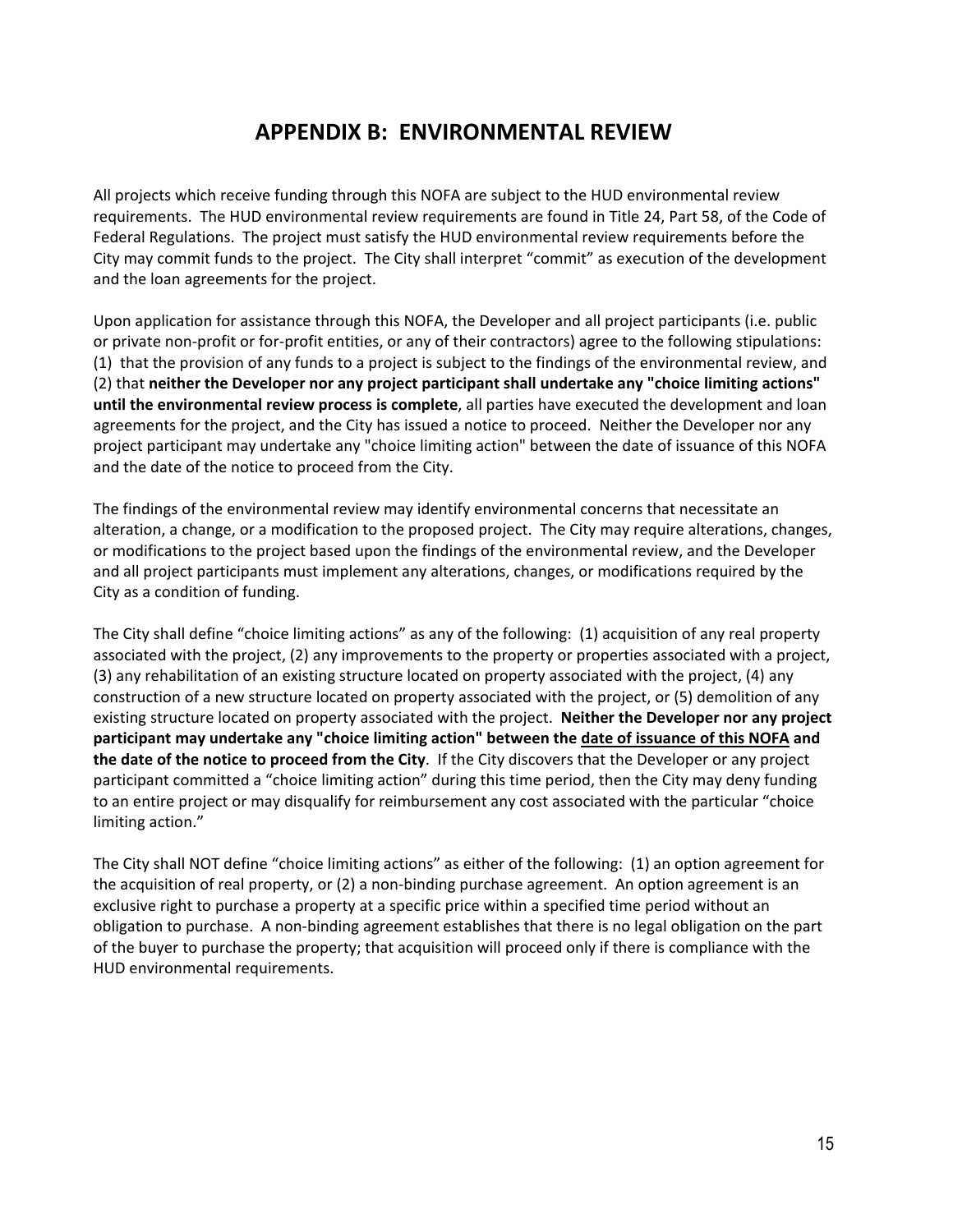# APPENDIX B: ENVIRONMENTAL REVIEW

All projects which receive funding through this NOFA are subject to the HUD environmental review requirements. The HUD environmental review requirements are found in Title 24, Part 58, of the Code of Federal Regulations. The project must satisfy the HUD environmental review requirements before the City may commit funds to the project. The City shall interpret "commit" as execution of the development and the loan agreements for the project.

Upon application for assistance through this NOFA, the Developer and all project participants (i.e. public or private non-profit or for-profit entities, or any of their contractors) agree to the following stipulations: (1) that the provision of any funds to a project is subject to the findings of the environmental review, and (2) that **neither the Developer nor any project participant shall undertake any "choice limiting actions" until the environmental review process is complete**, all parties have executed the development and loan agreements for the project, and the City has issued a notice to proceed. Neither the Developer nor any project participant may undertake any "choice limiting action" between the date of issuance of this NOFA and the date of the notice to proceed from the City.

The findings of the environmental review may identify environmental concerns that necessitate an alteration, a change, or a modification to the proposed project. The City may require alterations, changes, or modifications to the project based upon the findings of the environmental review, and the Developer and all project participants must implement any alterations, changes, or modifications required by the City as a condition of funding.

The City shall define "choice limiting actions" as any of the following: (1) acquisition of any real property associated with the project, (2) any improvements to the property or properties associated with a project, (3) any rehabilitation of an existing structure located on property associated with the project, (4) any construction of a new structure located on property associated with the project, or (5) demolition of any existing structure located on property associated with the project. **Neither the Developer nor any project participant may undertake any "choice limiting action" between the <u>date of issuance of this NOFA</u> and the date of the notice to proceed from the City**. If the City discovers that the Developer or any project participant committed a "choice limiting action" during this time period, then the City may deny funding to an entire project or may disqualify for reimbursement any cost associated with the particular "choice limiting action."

The City shall NOT define "choice limiting actions" as either of the following: (1) an option agreement for the acquisition of real property, or (2) a non-binding purchase agreement. An option agreement is an exclusive right to purchase a property at a specific price within a specified time period without an obligation to purchase. A non-binding agreement establishes that there is no legal obligation on the part of the buyer to purchase the property; that acquisition will proceed only if there is compliance with the HUD environmental requirements.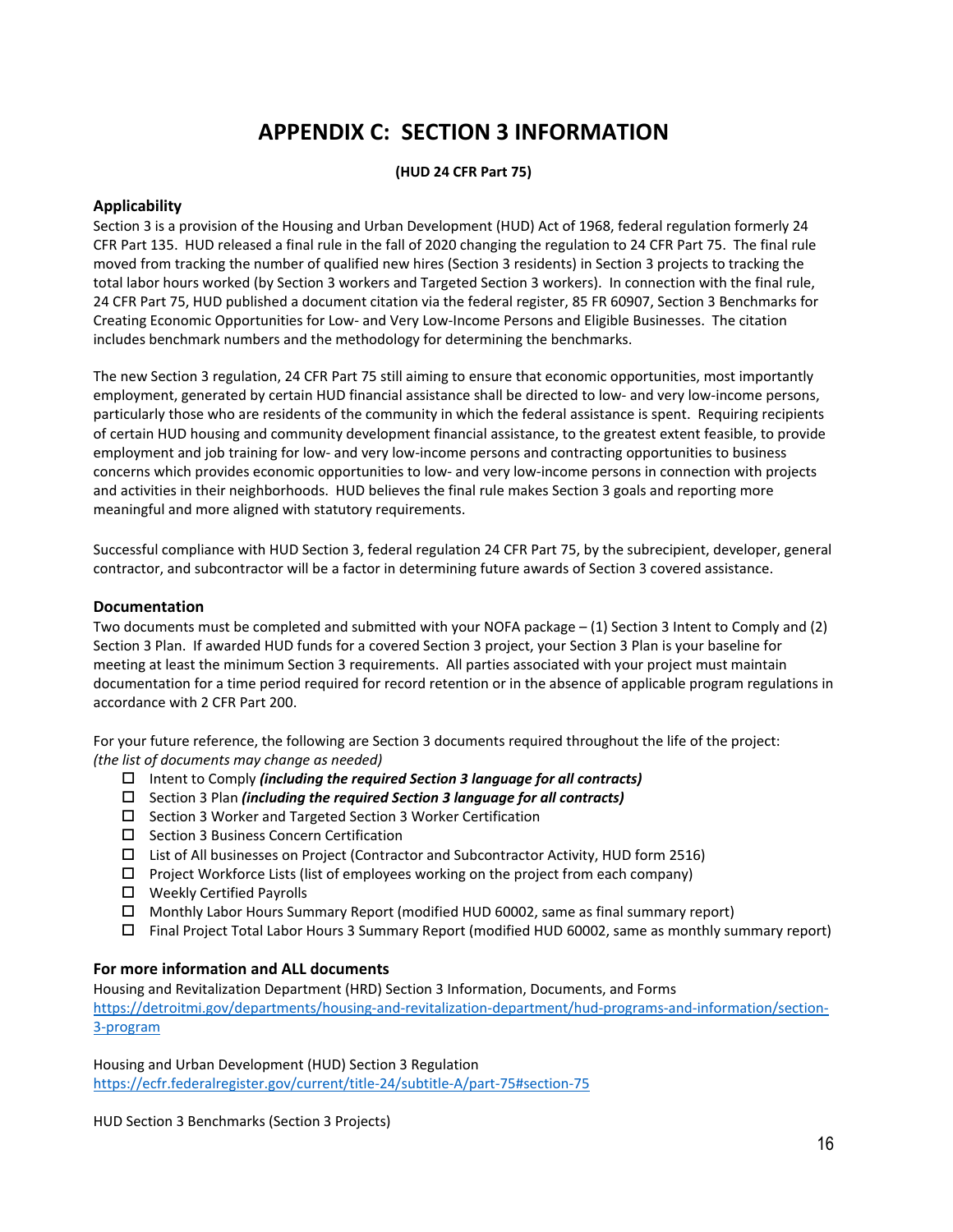# APPENDIX C: SECTION 3 INFORMATION

**(HUD 24 CFR Part 75)**

### Applicability

Section 3 is a provision of the Housing and Urban Development (HUD) Act of 1968, federal regulation formerly 24 CFR Part 135. HUD released a final rule in the fall of 2020 changing the regulation to 24 CFR Part 75. The final rule moved from tracking the number of qualified new hires (Section 3 residents) in Section 3 projects to tracking the total labor hours worked (by Section 3 workers and Targeted Section 3 workers). In connection with the final rule, 24 CFR Part 75, HUD published a document citation via the federal register, 85 FR 60907, Section 3 Benchmarks for Creating Economic Opportunities for Low- and Very Low-Income Persons and Eligible Businesses. The citation includes benchmark numbers and the methodology for determining the benchmarks.

The new Section 3 regulation, 24 CFR Part 75 still aiming to ensure that economic opportunities, most importantly employment, generated by certain HUD financial assistance shall be directed to low- and very low-income persons, particularly those who are residents of the community in which the federal assistance is spent. Requiring recipients of certain HUD housing and community development financial assistance, to the greatest extent feasible, to provide employment and job training for low- and very low-income persons and contracting opportunities to business concerns which provides economic opportunities to low- and very low-income persons in connection with projects and activities in their neighborhoods. HUD believes the final rule makes Section 3 goals and reporting more meaningful and more aligned with statutory requirements.

Successful compliance with HUD Section 3, federal regulation 24 CFR Part 75, by the subrecipient, developer, general contractor, and subcontractor will be a factor in determining future awards of Section 3 covered assistance.

### Documentation

Two documents must be completed and submitted with your NOFA package – (1) Section 3 Intent to Comply and (2) Section 3 Plan. If awarded HUD funds for a covered Section 3 project, your Section 3 Plan is your baseline for meeting at least the minimum Section 3 requirements. All parties associated with your project must maintain documentation for a time period required for record retention or in the absence of applicable program regulations in accordance with 2 CFR Part 200.

For your future reference, the following are Section 3 documents required throughout the life of the project:
*(the list of documents may change as needed)*

- ☐ Intent to Comply ***(including the required Section 3 language for all contracts)***
- ☐ Section 3 Plan ***(including the required Section 3 language for all contracts)***
- ☐ Section 3 Worker and Targeted Section 3 Worker Certification
- ☐ Section 3 Business Concern Certification
- ☐ List of All businesses on Project (Contractor and Subcontractor Activity, HUD form 2516)
- ☐ Project Workforce Lists (list of employees working on the project from each company)
- ☐ Weekly Certified Payrolls
- ☐ Monthly Labor Hours Summary Report (modified HUD 60002, same as final summary report)
- ☐ Final Project Total Labor Hours 3 Summary Report (modified HUD 60002, same as monthly summary report)

### For more information and ALL documents

Housing and Revitalization Department (HRD) Section 3 Information, Documents, and Forms
https://detroitmi.gov/departments/housing-and-revitalization-department/hud-programs-and-information/section-3-program

Housing and Urban Development (HUD) Section 3 Regulation
https://ecfr.federalregister.gov/current/title-24/subtitle-A/part-75#section-75

HUD Section 3 Benchmarks (Section 3 Projects)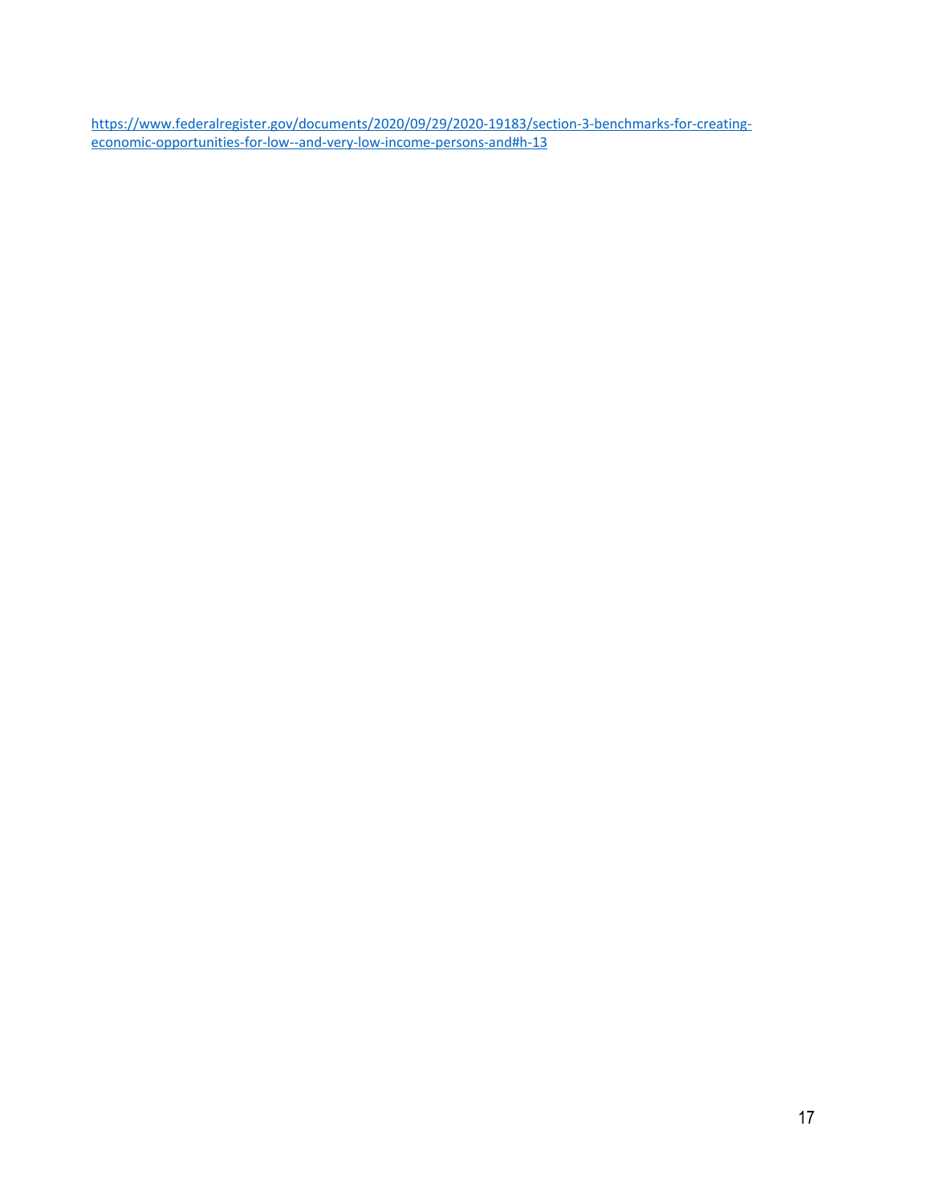https://www.federalregister.gov/documents/2020/09/29/2020-19183/section-3-benchmarks-for-creating-economic-opportunities-for-low--and-very-low-income-persons-and#h-13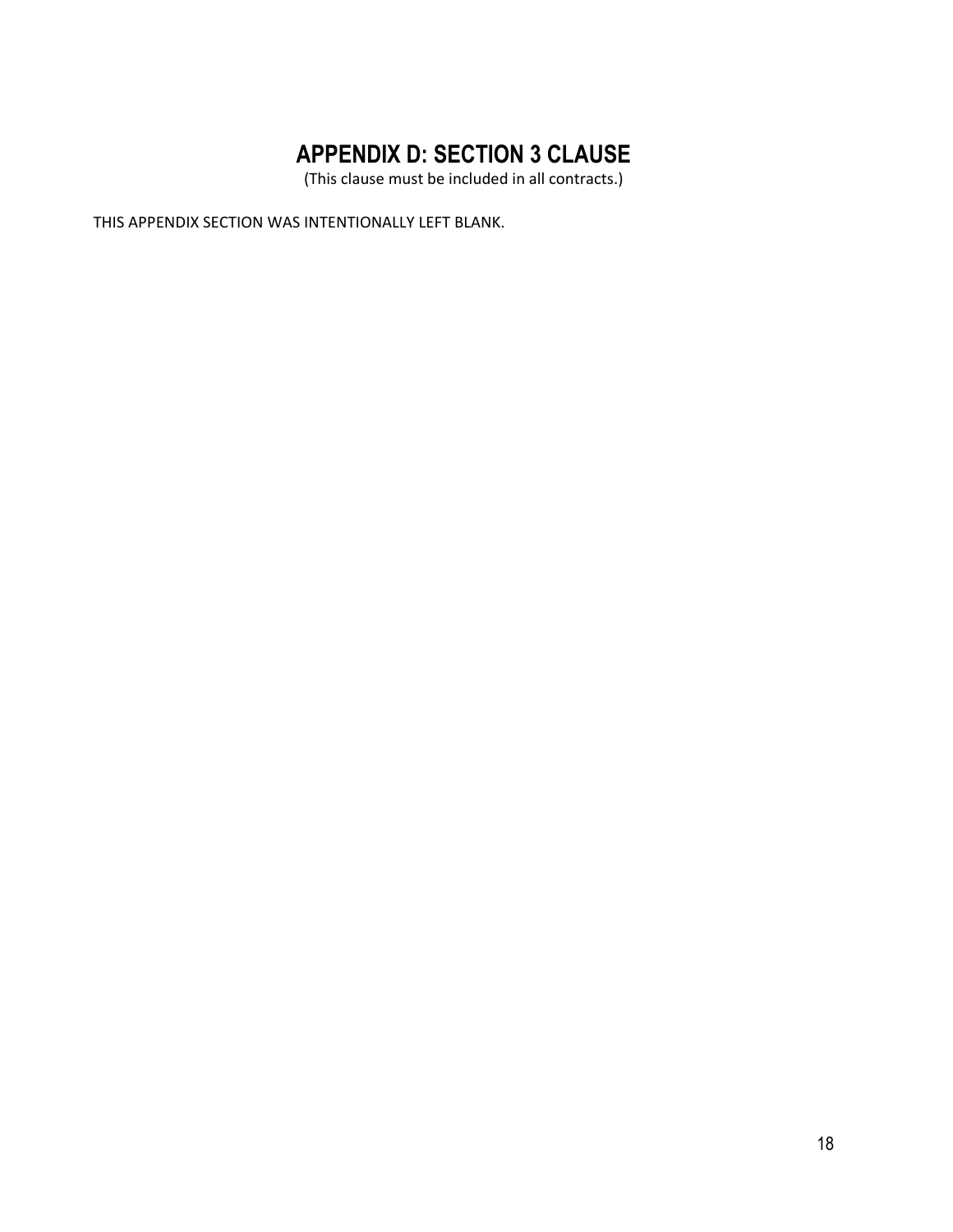# APPENDIX D: SECTION 3 CLAUSE

(This clause must be included in all contracts.)

THIS APPENDIX SECTION WAS INTENTIONALLY LEFT BLANK.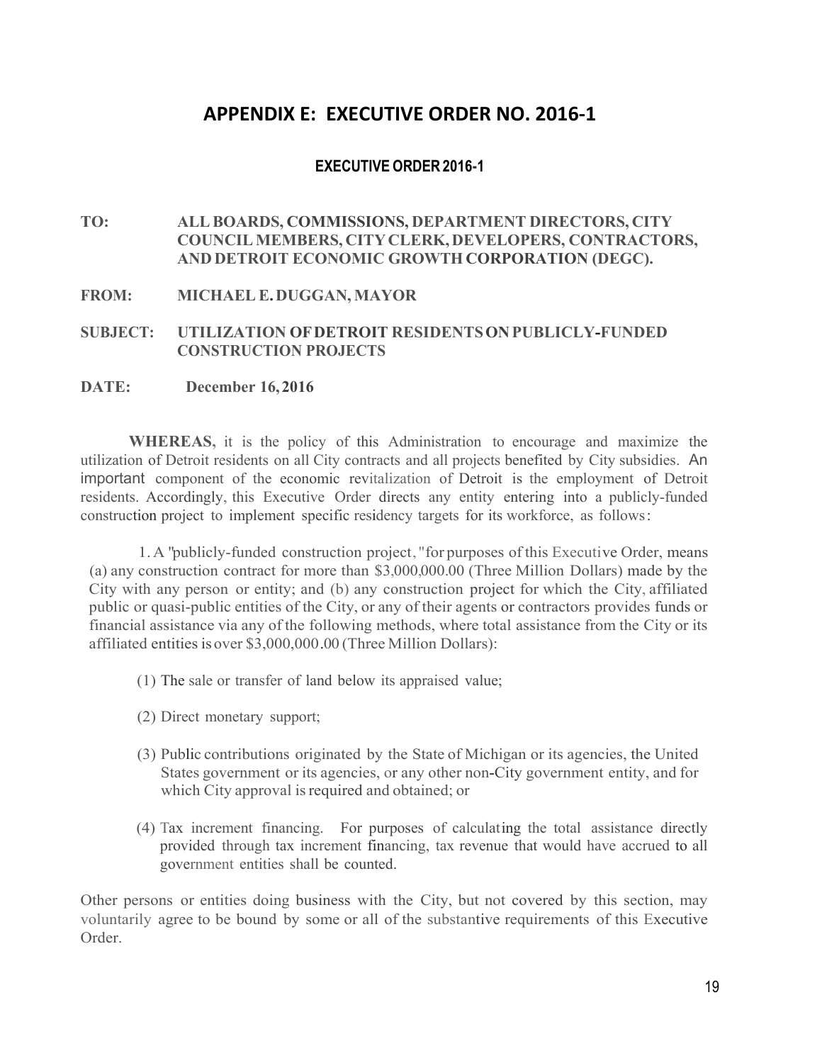# APPENDIX E: EXECUTIVE ORDER NO. 2016-1

## EXECUTIVE ORDER 2016-1

**TO:** ALL BOARDS, COMMISSIONS, DEPARTMENT DIRECTORS, CITY COUNCIL MEMBERS, CITY CLERK, DEVELOPERS, CONTRACTORS, AND DETROIT ECONOMIC GROWTH CORPORATION (DEGC).

**FROM:** MICHAEL E. DUGGAN, MAYOR

**SUBJECT:** UTILIZATION OF DETROIT RESIDENTS ON PUBLICLY-FUNDED CONSTRUCTION PROJECTS

**DATE:** December 16, 2016

**WHEREAS**, it is the policy of this Administration to encourage and maximize the utilization of Detroit residents on all City contracts and all projects benefited by City subsidies. An important component of the economic revitalization of Detroit is the employment of Detroit residents. Accordingly, this Executive Order directs any entity entering into a publicly-funded construction project to implement specific residency targets for its workforce, as follows:

1. A "publicly-funded construction project," for purposes of this Executive Order, means (a) any construction contract for more than $3,000,000.00 (Three Million Dollars) made by the City with any person or entity; and (b) any construction project for which the City, affiliated public or quasi-public entities of the City, or any of their agents or contractors provides funds or financial assistance via any of the following methods, where total assistance from the City or its affiliated entities is over $3,000,000.00 (Three Million Dollars):

   (1) The sale or transfer of land below its appraised value;

   (2) Direct monetary support;

   (3) Public contributions originated by the State of Michigan or its agencies, the United States government or its agencies, or any other non-City government entity, and for which City approval is required and obtained; or

   (4) Tax increment financing. For purposes of calculating the total assistance directly provided through tax increment financing, tax revenue that would have accrued to all government entities shall be counted.

Other persons or entities doing business with the City, but not covered by this section, may voluntarily agree to be bound by some or all of the substantive requirements of this Executive Order.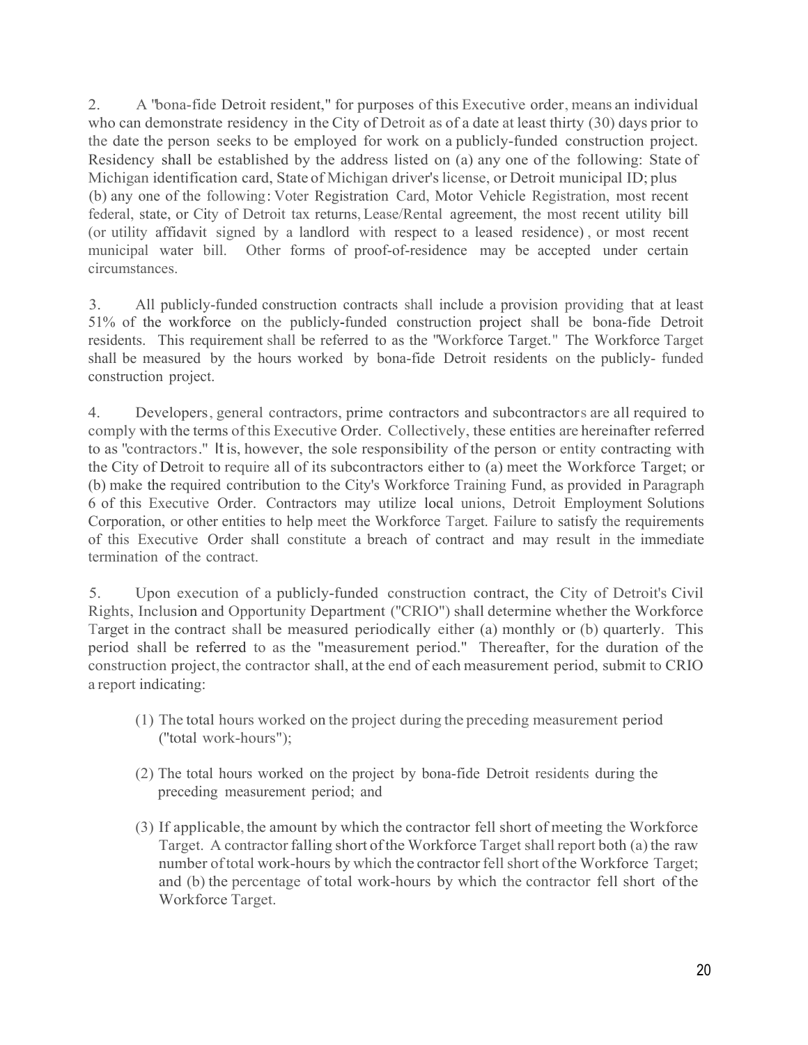2. A "bona-fide Detroit resident," for purposes of this Executive order, means an individual who can demonstrate residency in the City of Detroit as of a date at least thirty (30) days prior to the date the person seeks to be employed for work on a publicly-funded construction project. Residency shall be established by the address listed on (a) any one of the following: State of Michigan identification card, State of Michigan driver's license, or Detroit municipal ID; plus (b) any one of the following: Voter Registration Card, Motor Vehicle Registration, most recent federal, state, or City of Detroit tax returns, Lease/Rental agreement, the most recent utility bill (or utility affidavit signed by a landlord with respect to a leased residence), or most recent municipal water bill. Other forms of proof-of-residence may be accepted under certain circumstances.

3. All publicly-funded construction contracts shall include a provision providing that at least 51% of the workforce on the publicly-funded construction project shall be bona-fide Detroit residents. This requirement shall be referred to as the "Workforce Target." The Workforce Target shall be measured by the hours worked by bona-fide Detroit residents on the publicly- funded construction project.

4. Developers, general contractors, prime contractors and subcontractors are all required to comply with the terms of this Executive Order. Collectively, these entities are hereinafter referred to as "contractors." It is, however, the sole responsibility of the person or entity contracting with the City of Detroit to require all of its subcontractors either to (a) meet the Workforce Target; or (b) make the required contribution to the City's Workforce Training Fund, as provided in Paragraph 6 of this Executive Order. Contractors may utilize local unions, Detroit Employment Solutions Corporation, or other entities to help meet the Workforce Target. Failure to satisfy the requirements of this Executive Order shall constitute a breach of contract and may result in the immediate termination of the contract.

5. Upon execution of a publicly-funded construction contract, the City of Detroit's Civil Rights, Inclusion and Opportunity Department ("CRIO") shall determine whether the Workforce Target in the contract shall be measured periodically either (a) monthly or (b) quarterly. This period shall be referred to as the "measurement period." Thereafter, for the duration of the construction project, the contractor shall, at the end of each measurement period, submit to CRIO a report indicating:

(1) The total hours worked on the project during the preceding measurement period ("total work-hours");

(2) The total hours worked on the project by bona-fide Detroit residents during the preceding measurement period; and

(3) If applicable, the amount by which the contractor fell short of meeting the Workforce Target. A contractor falling short of the Workforce Target shall report both (a) the raw number of total work-hours by which the contractor fell short of the Workforce Target; and (b) the percentage of total work-hours by which the contractor fell short of the Workforce Target.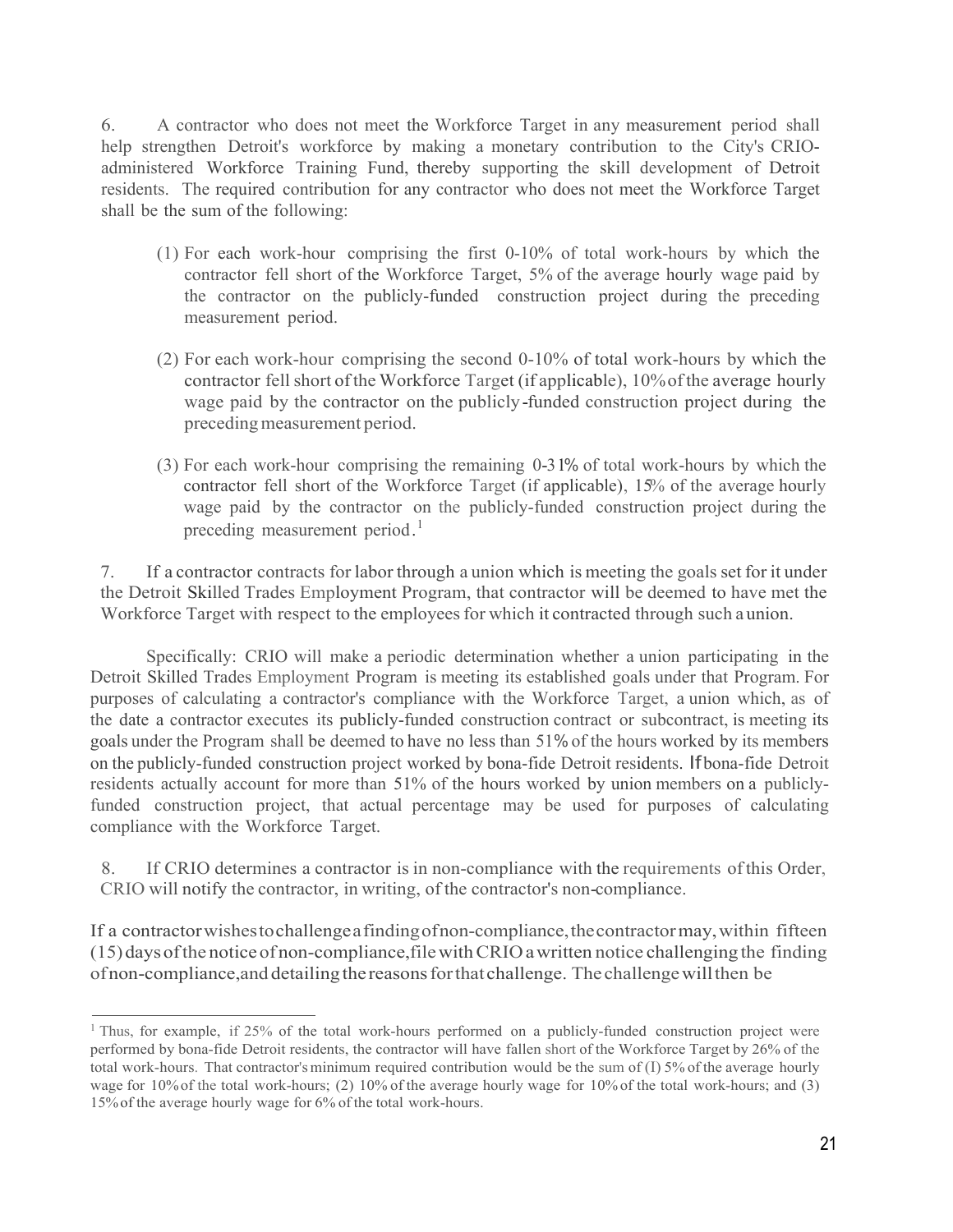6. A contractor who does not meet the Workforce Target in any measurement period shall help strengthen Detroit's workforce by making a monetary contribution to the City's CRIO-administered Workforce Training Fund, thereby supporting the skill development of Detroit residents. The required contribution for any contractor who does not meet the Workforce Target shall be the sum of the following:

(1) For each work-hour comprising the first 0-10% of total work-hours by which the contractor fell short of the Workforce Target, 5% of the average hourly wage paid by the contractor on the publicly-funded construction project during the preceding measurement period.

(2) For each work-hour comprising the second 0-10% of total work-hours by which the contractor fell short of the Workforce Target (if applicable), 10% of the average hourly wage paid by the contractor on the publicly-funded construction project during the preceding measurement period.

(3) For each work-hour comprising the remaining 0-31% of total work-hours by which the contractor fell short of the Workforce Target (if applicable), 15% of the average hourly wage paid by the contractor on the publicly-funded construction project during the preceding measurement period.[1]

7. If a contractor contracts for labor through a union which is meeting the goals set for it under the Detroit Skilled Trades Employment Program, that contractor will be deemed to have met the Workforce Target with respect to the employees for which it contracted through such a union.

Specifically: CRIO will make a periodic determination whether a union participating in the Detroit Skilled Trades Employment Program is meeting its established goals under that Program. For purposes of calculating a contractor's compliance with the Workforce Target, a union which, as of the date a contractor executes its publicly-funded construction contract or subcontract, is meeting its goals under the Program shall be deemed to have no less than 51% of the hours worked by its members on the publicly-funded construction project worked by bona-fide Detroit residents. If bona-fide Detroit residents actually account for more than 51% of the hours worked by union members on a publicly-funded construction project, that actual percentage may be used for purposes of calculating compliance with the Workforce Target.

8. If CRIO determines a contractor is in non-compliance with the requirements of this Order, CRIO will notify the contractor, in writing, of the contractor's non-compliance.

If a contractor wishes to challenge a finding of non-compliance, the contractor may, within fifteen (15) days of the notice of non-compliance, file with CRIO a written notice challenging the finding of non-compliance, and detailing the reasons for that challenge. The challenge will then be

---

[1] Thus, for example, if 25% of the total work-hours performed on a publicly-funded construction project were performed by bona-fide Detroit residents, the contractor will have fallen short of the Workforce Target by 26% of the total work-hours. That contractor's minimum required contribution would be the sum of (1) 5% of the average hourly wage for 10% of the total work-hours; (2) 10% of the average hourly wage for 10% of the total work-hours; and (3) 15% of the average hourly wage for 6% of the total work-hours.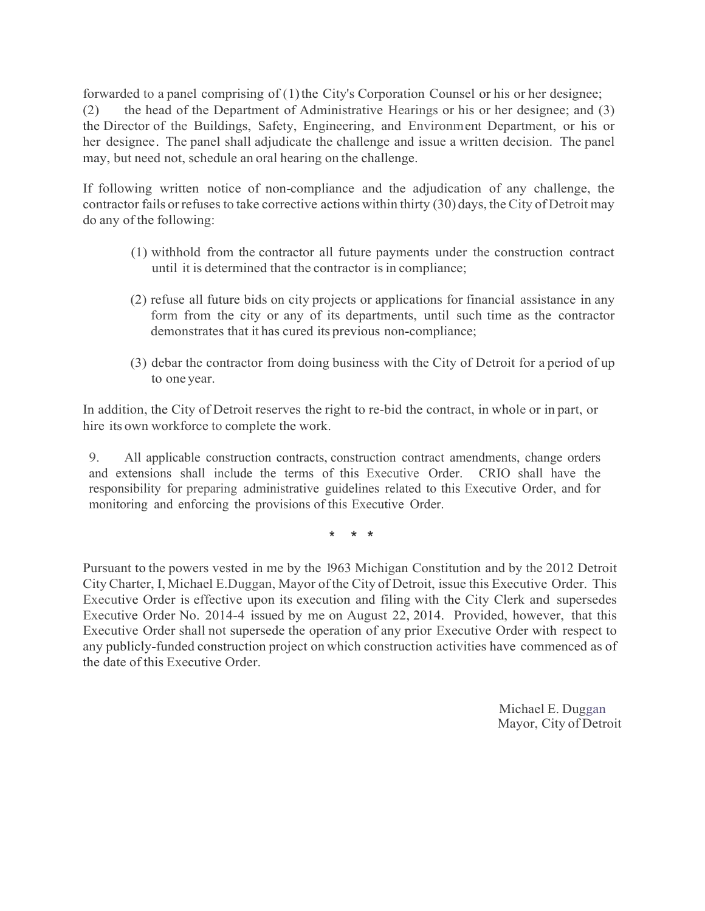forwarded to a panel comprising of (1) the City's Corporation Counsel or his or her designee; (2) the head of the Department of Administrative Hearings or his or her designee; and (3) the Director of the Buildings, Safety, Engineering, and Environment Department, or his or her designee. The panel shall adjudicate the challenge and issue a written decision. The panel may, but need not, schedule an oral hearing on the challenge.

If following written notice of non-compliance and the adjudication of any challenge, the contractor fails or refuses to take corrective actions within thirty (30) days, the City of Detroit may do any of the following:

(1) withhold from the contractor all future payments under the construction contract until it is determined that the contractor is in compliance;

(2) refuse all future bids on city projects or applications for financial assistance in any form from the city or any of its departments, until such time as the contractor demonstrates that it has cured its previous non-compliance;

(3) debar the contractor from doing business with the City of Detroit for a period of up to one year.

In addition, the City of Detroit reserves the right to re-bid the contract, in whole or in part, or hire its own workforce to complete the work.

9. All applicable construction contracts, construction contract amendments, change orders and extensions shall include the terms of this Executive Order. CRIO shall have the responsibility for preparing administrative guidelines related to this Executive Order, and for monitoring and enforcing the provisions of this Executive Order.

\* \* \*

Pursuant to the powers vested in me by the 1963 Michigan Constitution and by the 2012 Detroit City Charter, I, Michael E.Duggan, Mayor of the City of Detroit, issue this Executive Order. This Executive Order is effective upon its execution and filing with the City Clerk and supersedes Executive Order No. 2014-4 issued by me on August 22, 2014. Provided, however, that this Executive Order shall not supersede the operation of any prior Executive Order with respect to any publicly-funded construction project on which construction activities have commenced as of the date of this Executive Order.

Michael E. Duggan
Mayor, City of Detroit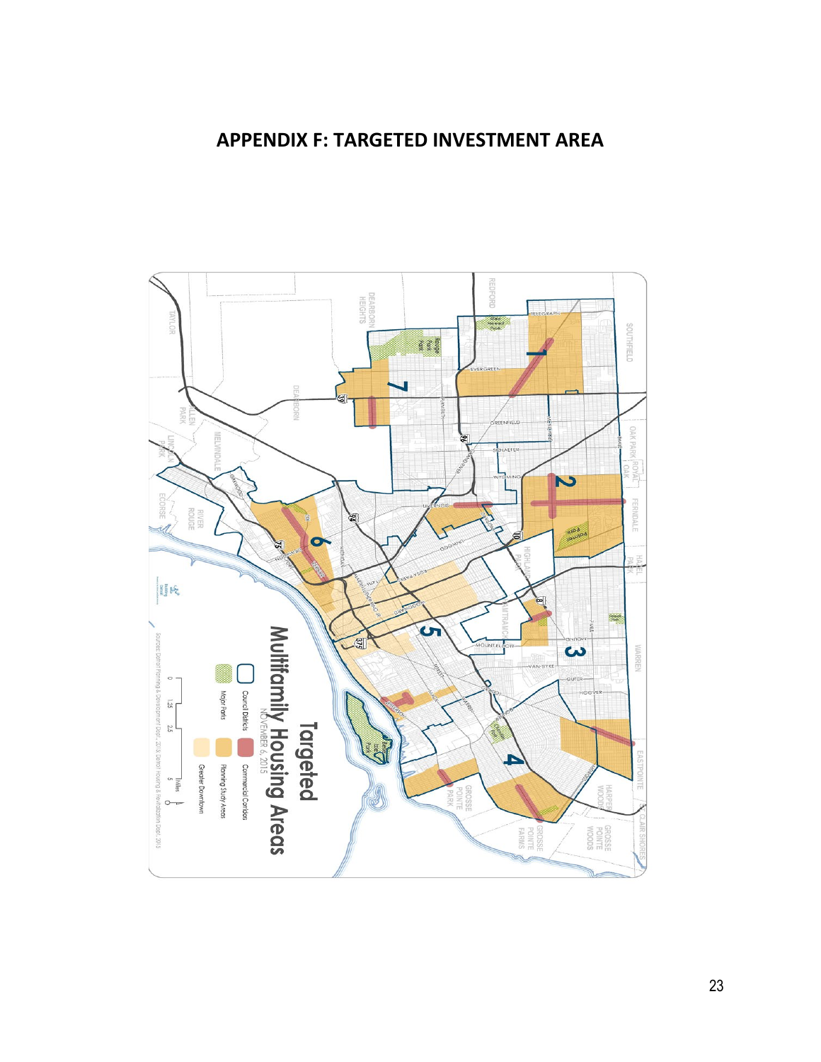# APPENDIX F: TARGETED INVESTMENT AREA

Targeted Multifamily Housing Areas

NOVEMBER 6, 2015

Council Districts

Major Parks

Commercial Corridors

Planning Study Areas

Greater Downtown

Sources: Detroit Planning & Development Dept., 2015 Detroit Housing & Revitalization Dept., 2015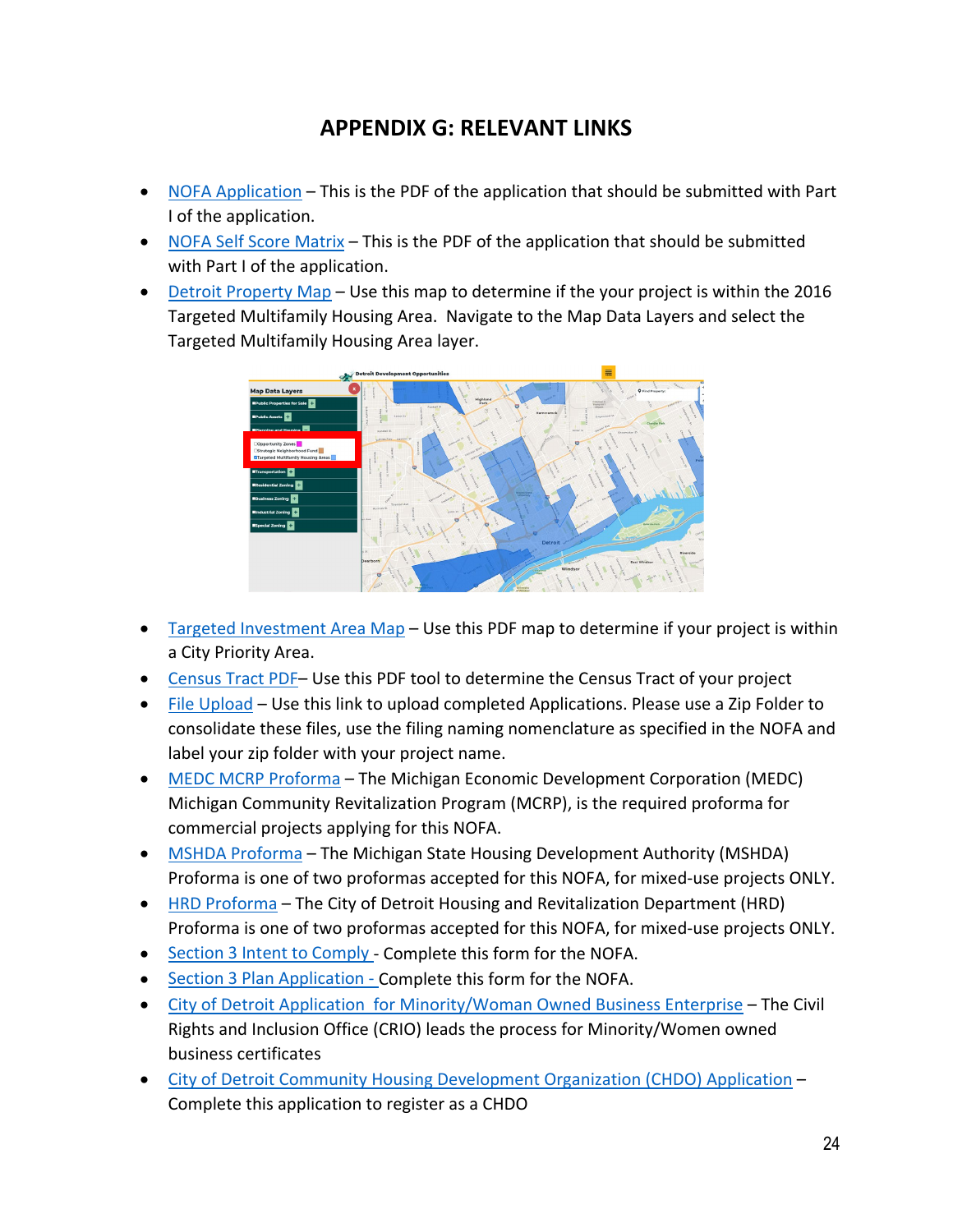# APPENDIX G: RELEVANT LINKS

- NOFA Application – This is the PDF of the application that should be submitted with Part I of the application.
- NOFA Self Score Matrix – This is the PDF of the application that should be submitted with Part I of the application.
- Detroit Property Map – Use this map to determine if the your project is within the 2016 Targeted Multifamily Housing Area. Navigate to the Map Data Layers and select the Targeted Multifamily Housing Area layer.

- Targeted Investment Area Map – Use this PDF map to determine if your project is within a City Priority Area.
- Census Tract PDF– Use this PDF tool to determine the Census Tract of your project
- File Upload – Use this link to upload completed Applications. Please use a Zip Folder to consolidate these files, use the filing naming nomenclature as specified in the NOFA and label your zip folder with your project name.
- MEDC MCRP Proforma – The Michigan Economic Development Corporation (MEDC) Michigan Community Revitalization Program (MCRP), is the required proforma for commercial projects applying for this NOFA.
- MSHDA Proforma – The Michigan State Housing Development Authority (MSHDA) Proforma is one of two proformas accepted for this NOFA, for mixed-use projects ONLY.
- HRD Proforma – The City of Detroit Housing and Revitalization Department (HRD) Proforma is one of two proformas accepted for this NOFA, for mixed-use projects ONLY.
- Section 3 Intent to Comply - Complete this form for the NOFA.
- Section 3 Plan Application - Complete this form for the NOFA.
- City of Detroit Application for Minority/Woman Owned Business Enterprise – The Civil Rights and Inclusion Office (CRIO) leads the process for Minority/Women owned business certificates
- City of Detroit Community Housing Development Organization (CHDO) Application – Complete this application to register as a CHDO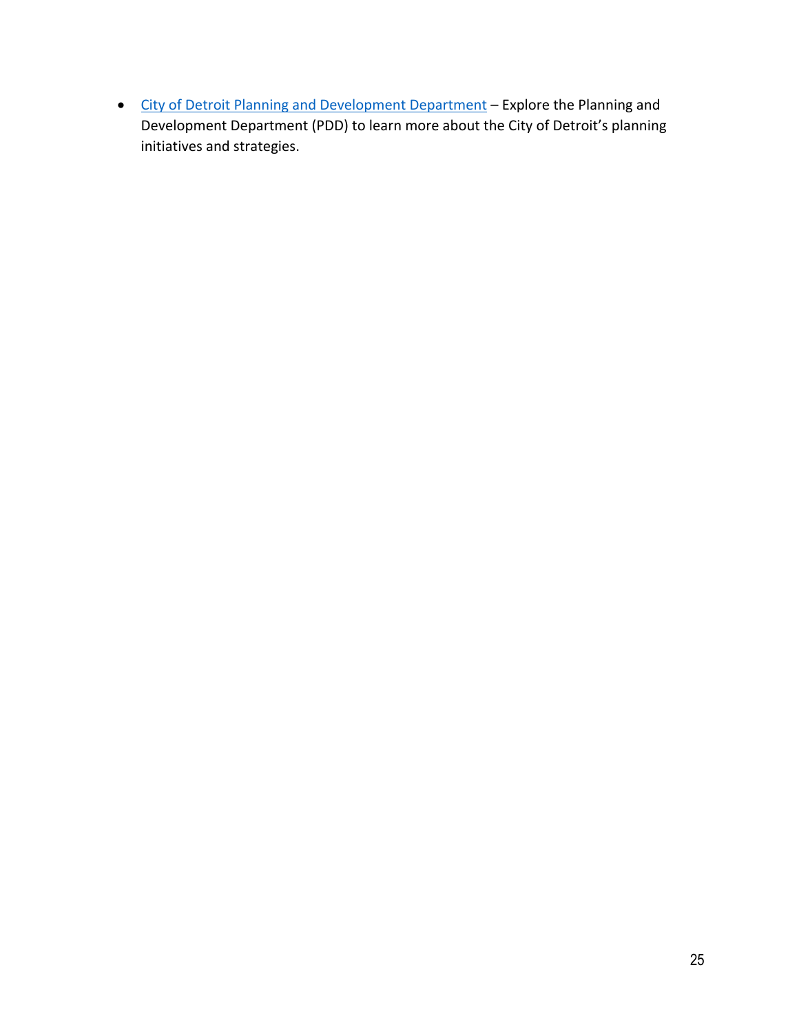- City of Detroit Planning and Development Department – Explore the Planning and Development Department (PDD) to learn more about the City of Detroit's planning initiatives and strategies.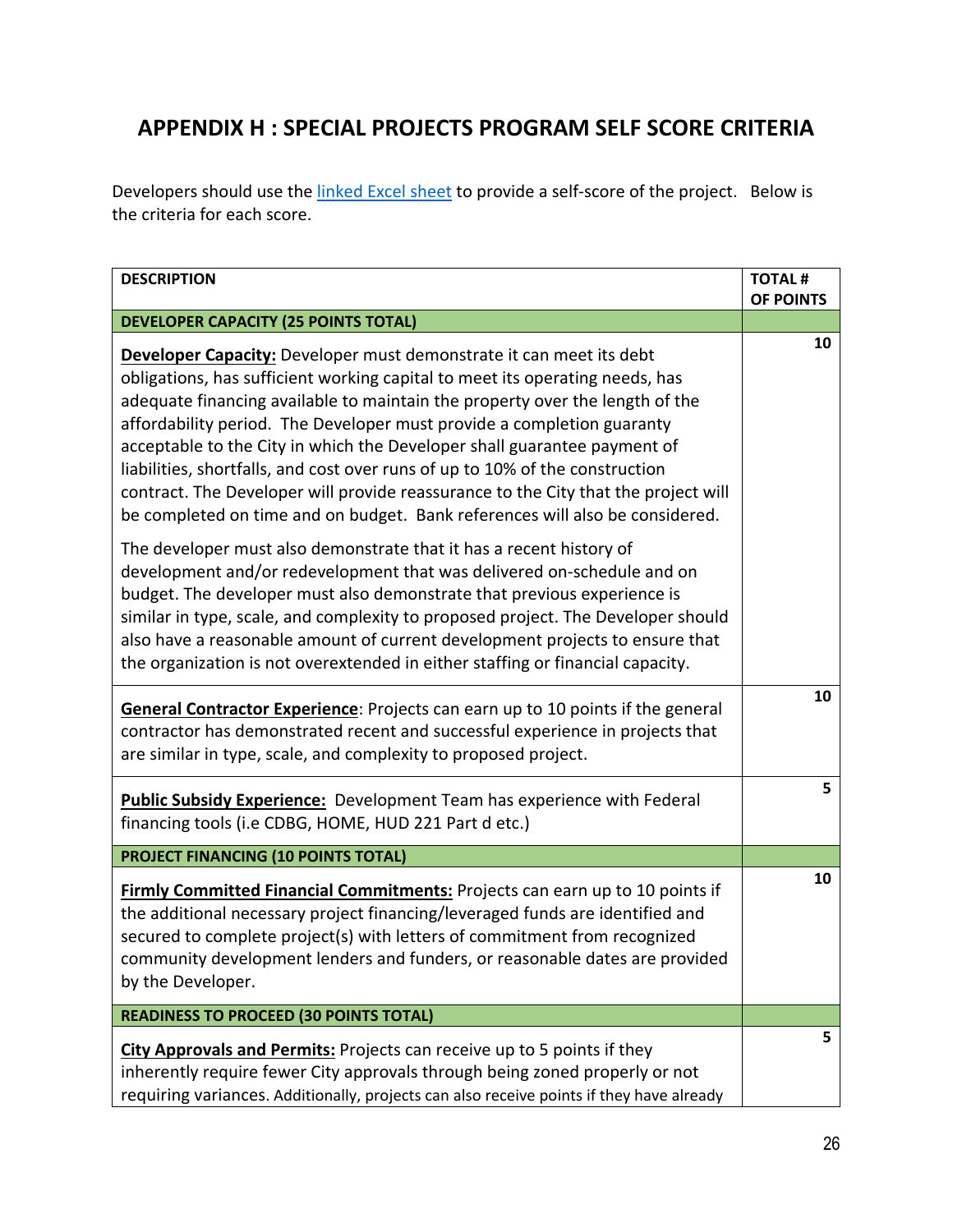## APPENDIX H : SPECIAL PROJECTS PROGRAM SELF SCORE CRITERIA

Developers should use the linked Excel sheet to provide a self-score of the project. Below is the criteria for each score.

| DESCRIPTION | TOTAL # OF POINTS |
|---|---|
| **DEVELOPER CAPACITY (25 POINTS TOTAL)** | |
| **Developer Capacity:** Developer must demonstrate it can meet its debt obligations, has sufficient working capital to meet its operating needs, has adequate financing available to maintain the property over the length of the affordability period. The Developer must provide a completion guaranty acceptable to the City in which the Developer shall guarantee payment of liabilities, shortfalls, and cost over runs of up to 10% of the construction contract. The Developer will provide reassurance to the City that the project will be completed on time and on budget. Bank references will also be considered.<br><br>The developer must also demonstrate that it has a recent history of development and/or redevelopment that was delivered on-schedule and on budget. The developer must also demonstrate that previous experience is similar in type, scale, and complexity to proposed project. The Developer should also have a reasonable amount of current development projects to ensure that the organization is not overextended in either staffing or financial capacity. | 10 |
| **General Contractor Experience**: Projects can earn up to 10 points if the general contractor has demonstrated recent and successful experience in projects that are similar in type, scale, and complexity to proposed project. | 10 |
| **Public Subsidy Experience:** Development Team has experience with Federal financing tools (i.e CDBG, HOME, HUD 221 Part d etc.) | 5 |
| **PROJECT FINANCING (10 POINTS TOTAL)** | |
| **Firmly Committed Financial Commitments:** Projects can earn up to 10 points if the additional necessary project financing/leveraged funds are identified and secured to complete project(s) with letters of commitment from recognized community development lenders and funders, or reasonable dates are provided by the Developer. | 10 |
| **READINESS TO PROCEED (30 POINTS TOTAL)** | |
| **City Approvals and Permits:** Projects can receive up to 5 points if they inherently require fewer City approvals through being zoned properly or not requiring variances. Additionally, projects can also receive points if they have already | 5 |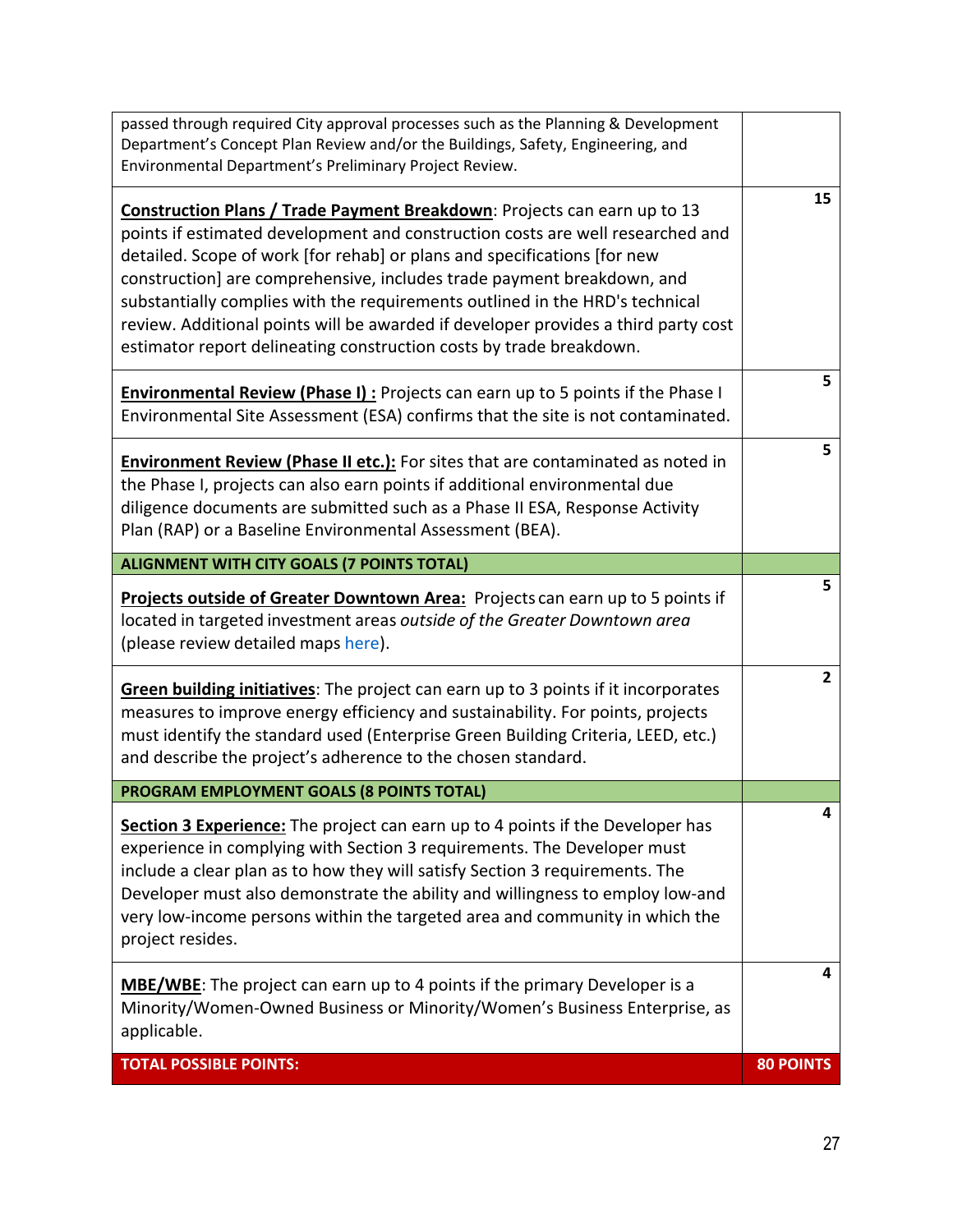| | |
|---|---|
| passed through required City approval processes such as the Planning & Development Department's Concept Plan Review and/or the Buildings, Safety, Engineering, and Environmental Department's Preliminary Project Review. | |
| **Construction Plans / Trade Payment Breakdown**: Projects can earn up to 13 points if estimated development and construction costs are well researched and detailed. Scope of work [for rehab] or plans and specifications [for new construction] are comprehensive, includes trade payment breakdown, and substantially complies with the requirements outlined in the HRD's technical review. Additional points will be awarded if developer provides a third party cost estimator report delineating construction costs by trade breakdown. | **15** |
| **Environmental Review (Phase I) :** Projects can earn up to 5 points if the Phase I Environmental Site Assessment (ESA) confirms that the site is not contaminated. | **5** |
| **Environment Review (Phase II etc.):** For sites that are contaminated as noted in the Phase I, projects can also earn points if additional environmental due diligence documents are submitted such as a Phase II ESA, Response Activity Plan (RAP) or a Baseline Environmental Assessment (BEA). | **5** |
| **ALIGNMENT WITH CITY GOALS (7 POINTS TOTAL)** | |
| **Projects outside of Greater Downtown Area:** Projects can earn up to 5 points if located in targeted investment areas *outside of the Greater Downtown area* (please review detailed maps here). | **5** |
| **Green building initiatives**: The project can earn up to 3 points if it incorporates measures to improve energy efficiency and sustainability. For points, projects must identify the standard used (Enterprise Green Building Criteria, LEED, etc.) and describe the project's adherence to the chosen standard. | **2** |
| **PROGRAM EMPLOYMENT GOALS (8 POINTS TOTAL)** | |
| **Section 3 Experience:** The project can earn up to 4 points if the Developer has experience in complying with Section 3 requirements. The Developer must include a clear plan as to how they will satisfy Section 3 requirements. The Developer must also demonstrate the ability and willingness to employ low-and very low-income persons within the targeted area and community in which the project resides. | **4** |
| **MBE/WBE**: The project can earn up to 4 points if the primary Developer is a Minority/Women-Owned Business or Minority/Women's Business Enterprise, as applicable. | **4** |
| **TOTAL POSSIBLE POINTS:** | **80 POINTS** |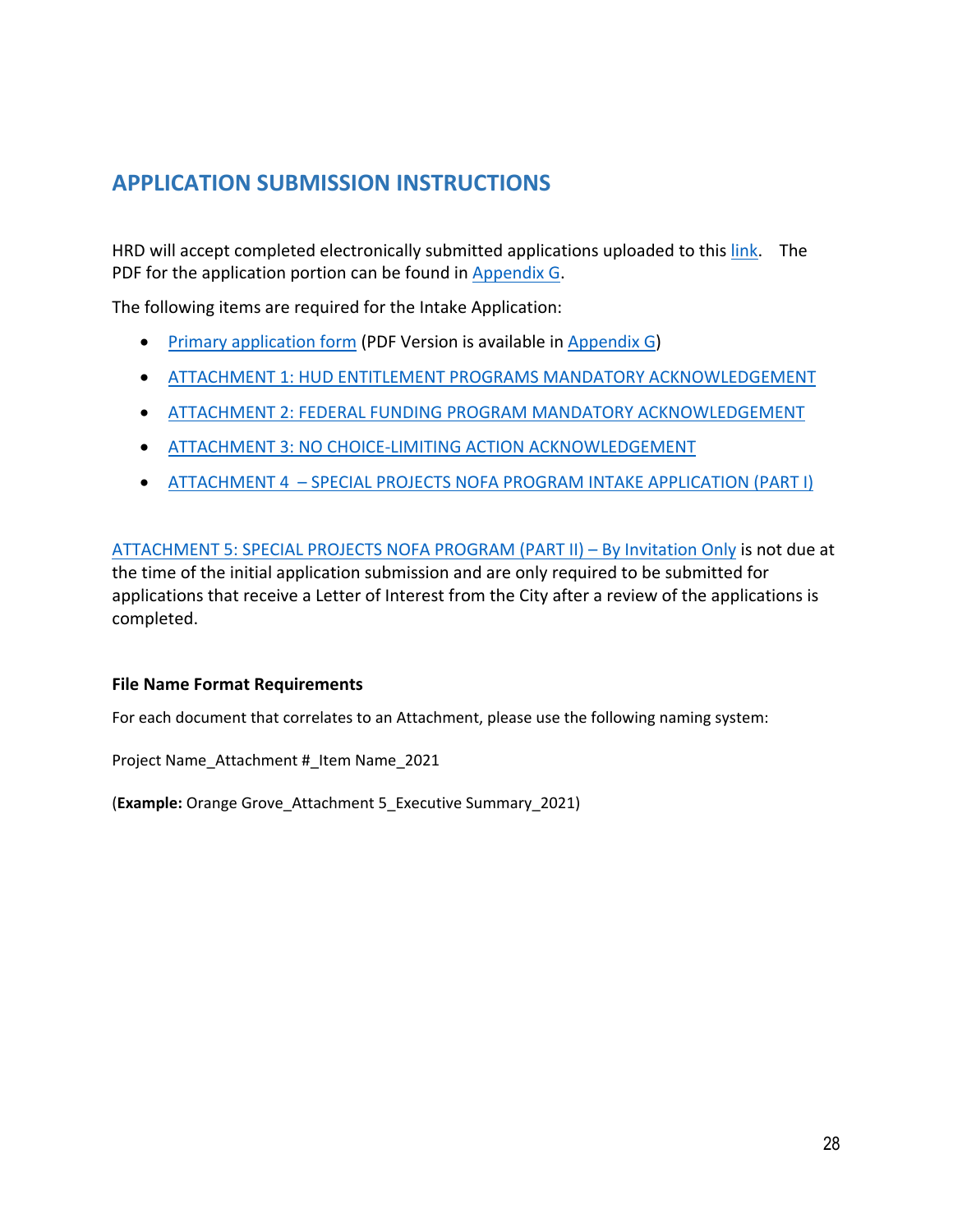## APPLICATION SUBMISSION INSTRUCTIONS

HRD will accept completed electronically submitted applications uploaded to this link. The PDF for the application portion can be found in Appendix G.

The following items are required for the Intake Application:

- Primary application form (PDF Version is available in Appendix G)
- ATTACHMENT 1: HUD ENTITLEMENT PROGRAMS MANDATORY ACKNOWLEDGEMENT
- ATTACHMENT 2: FEDERAL FUNDING PROGRAM MANDATORY ACKNOWLEDGEMENT
- ATTACHMENT 3: NO CHOICE-LIMITING ACTION ACKNOWLEDGEMENT
- ATTACHMENT 4 – SPECIAL PROJECTS NOFA PROGRAM INTAKE APPLICATION (PART I)

ATTACHMENT 5: SPECIAL PROJECTS NOFA PROGRAM (PART II) – By Invitation Only is not due at the time of the initial application submission and are only required to be submitted for applications that receive a Letter of Interest from the City after a review of the applications is completed.

**File Name Format Requirements**

For each document that correlates to an Attachment, please use the following naming system:

Project Name_Attachment #_Item Name_2021

(**Example:** Orange Grove_Attachment 5_Executive Summary_2021)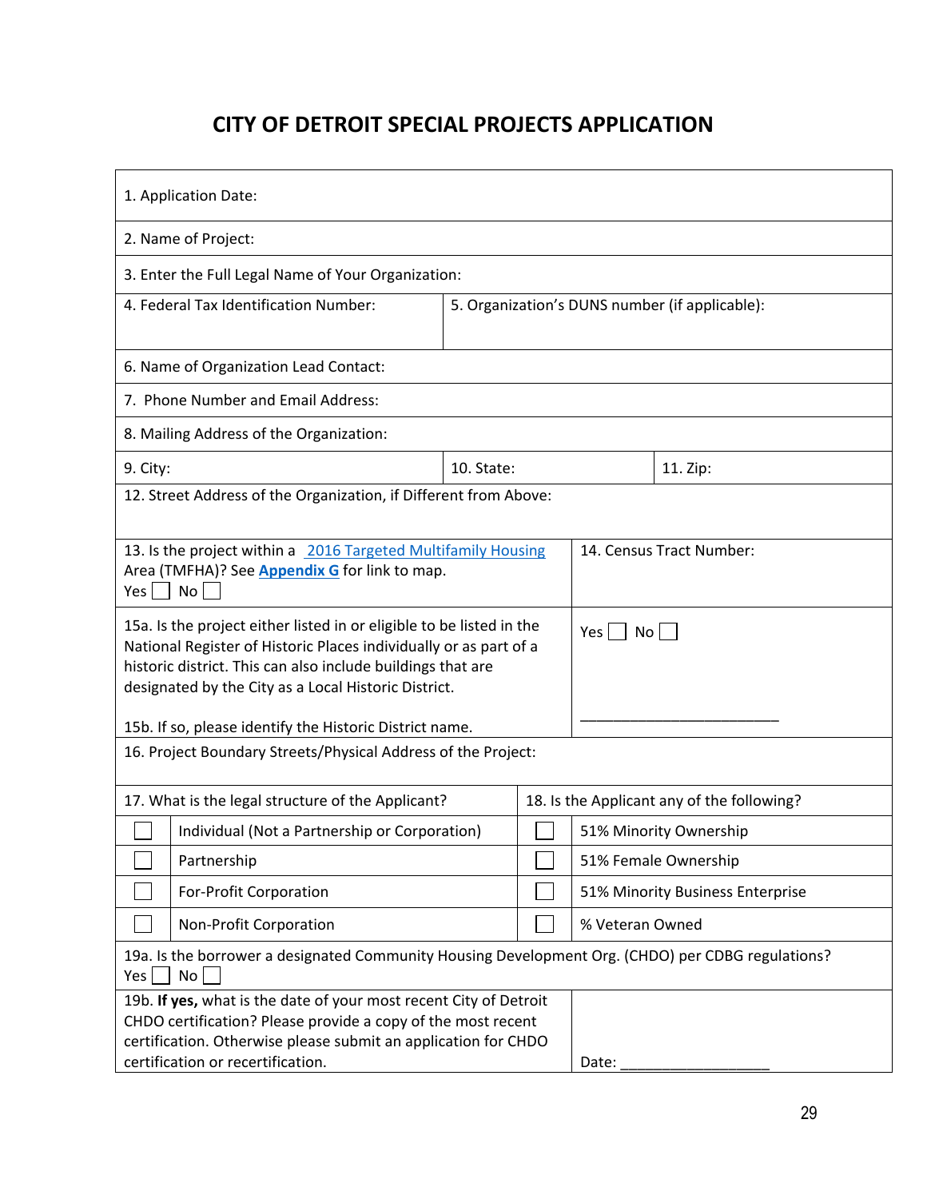# CITY OF DETROIT SPECIAL PROJECTS APPLICATION

1. Application Date:

2. Name of Project:

3. Enter the Full Legal Name of Your Organization:

| 4. Federal Tax Identification Number: | 5. Organization's DUNS number (if applicable): |
|---|---|

6. Name of Organization Lead Contact:

7. Phone Number and Email Address:

8. Mailing Address of the Organization:

| 9. City: | 10. State: | 11. Zip: |
|---|---|---|

12. Street Address of the Organization, if Different from Above:

| 13. Is the project within a 2016 Targeted Multifamily Housing Area (TMFHA)? See **Appendix G** for link to map. Yes ☐ No ☐ | 14. Census Tract Number: |
|---|---|
| 15a. Is the project either listed in or eligible to be listed in the National Register of Historic Places individually or as part of a historic district. This can also include buildings that are designated by the City as a Local Historic District. <br><br> 15b. If so, please identify the Historic District name. | Yes ☐ No ☐ <br><br> ________________________ |

16. Project Boundary Streets/Physical Address of the Project:

| 17. What is the legal structure of the Applicant? | | 18. Is the Applicant any of the following? | |
|---|---|---|---|
| ☐ | Individual (Not a Partnership or Corporation) | ☐ | 51% Minority Ownership |
| ☐ | Partnership | ☐ | 51% Female Ownership |
| ☐ | For-Profit Corporation | ☐ | 51% Minority Business Enterprise |
| ☐ | Non-Profit Corporation | ☐ | % Veteran Owned |

19a. Is the borrower a designated Community Housing Development Org. (CHDO) per CDBG regulations?
Yes ☐ No ☐

| 19b. **If yes,** what is the date of your most recent City of Detroit CHDO certification? Please provide a copy of the most recent certification. Otherwise please submit an application for CHDO certification or recertification. | Date: __________________ |
|---|---|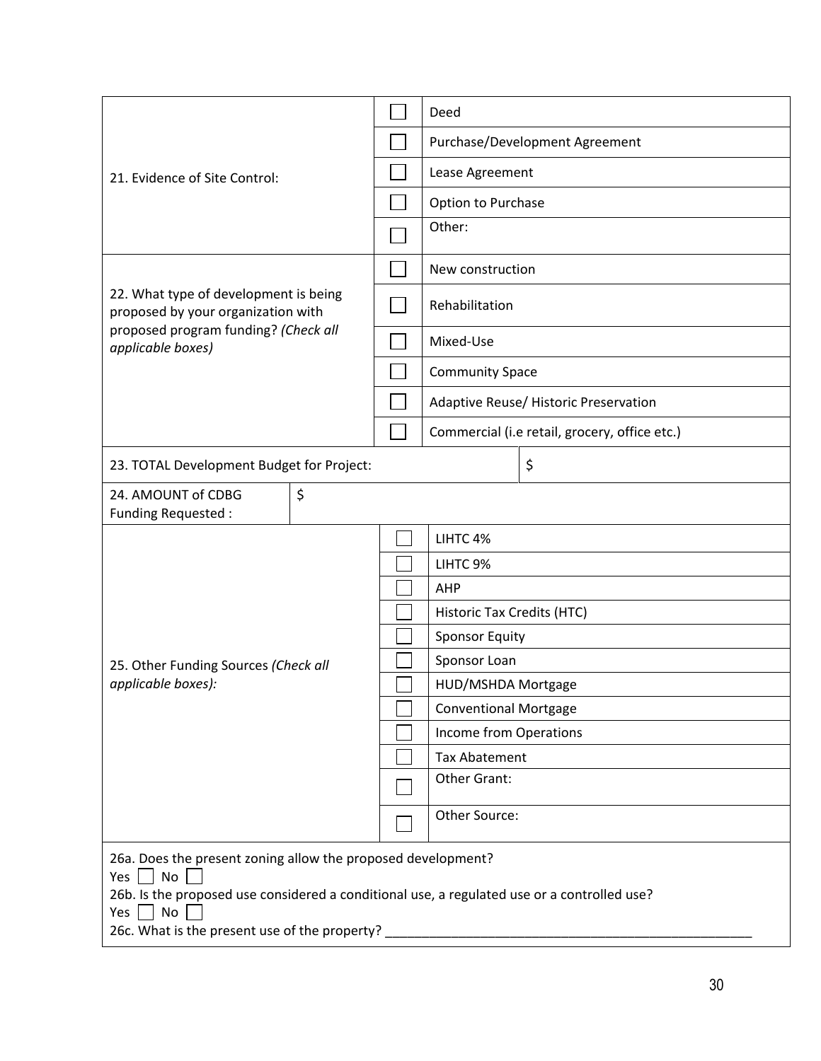| | | |
|---|---|---|
| 21. Evidence of Site Control: | ☐ | Deed |
| | ☐ | Purchase/Development Agreement |
| | ☐ | Lease Agreement |
| | ☐ | Option to Purchase |
| | ☐ | Other: |
| 22. What type of development is being proposed by your organization with proposed program funding? *(Check all applicable boxes)* | ☐ | New construction |
| | ☐ | Rehabilitation |
| | ☐ | Mixed-Use |
| | ☐ | Community Space |
| | ☐ | Adaptive Reuse/ Historic Preservation |
| | ☐ | Commercial (i.e retail, grocery, office etc.) |

| | |
|---|---|
| 23. TOTAL Development Budget for Project: | $ |
| 24. AMOUNT of CDBG Funding Requested : | $ |

| | | |
|---|---|---|
| 25. Other Funding Sources *(Check all applicable boxes):* | ☐ | LIHTC 4% |
| | ☐ | LIHTC 9% |
| | ☐ | AHP |
| | ☐ | Historic Tax Credits (HTC) |
| | ☐ | Sponsor Equity |
| | ☐ | Sponsor Loan |
| | ☐ | HUD/MSHDA Mortgage |
| | ☐ | Conventional Mortgage |
| | ☐ | Income from Operations |
| | ☐ | Tax Abatement |
| | ☐ | Other Grant: |
| | ☐ | Other Source: |

26a. Does the present zoning allow the proposed development?
Yes ☐ No ☐
26b. Is the proposed use considered a conditional use, a regulated use or a controlled use?
Yes ☐ No ☐
26c. What is the present use of the property? ___________________________________________________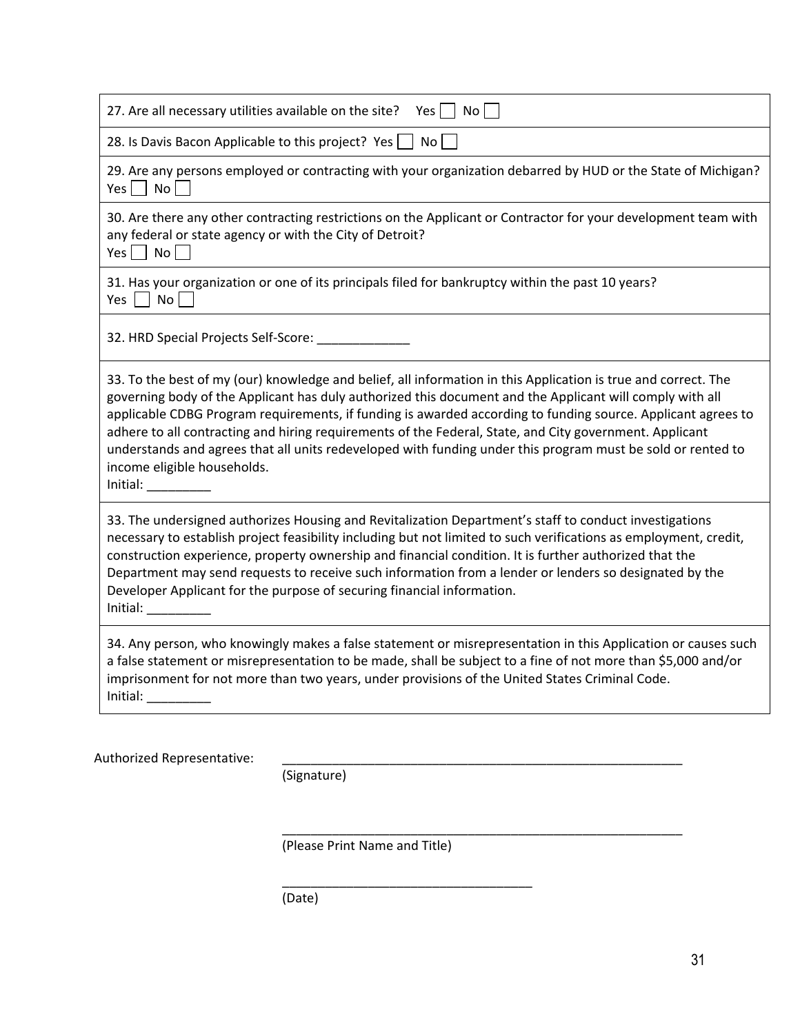27. Are all necessary utilities available on the site? Yes ☐ No ☐

28. Is Davis Bacon Applicable to this project? Yes ☐ No ☐

29. Are any persons employed or contracting with your organization debarred by HUD or the State of Michigan?
Yes ☐ No ☐

30. Are there any other contracting restrictions on the Applicant or Contractor for your development team with any federal or state agency or with the City of Detroit?
Yes ☐ No ☐

31. Has your organization or one of its principals filed for bankruptcy within the past 10 years?
Yes ☐ No ☐

32. HRD Special Projects Self-Score: _____________

33. To the best of my (our) knowledge and belief, all information in this Application is true and correct. The governing body of the Applicant has duly authorized this document and the Applicant will comply with all applicable CDBG Program requirements, if funding is awarded according to funding source. Applicant agrees to adhere to all contracting and hiring requirements of the Federal, State, and City government. Applicant understands and agrees that all units redeveloped with funding under this program must be sold or rented to income eligible households.
Initial: _________

33. The undersigned authorizes Housing and Revitalization Department's staff to conduct investigations necessary to establish project feasibility including but not limited to such verifications as employment, credit, construction experience, property ownership and financial condition. It is further authorized that the Department may send requests to receive such information from a lender or lenders so designated by the Developer Applicant for the purpose of securing financial information.
Initial: _________

34. Any person, who knowingly makes a false statement or misrepresentation in this Application or causes such a false statement or misrepresentation to be made, shall be subject to a fine of not more than $5,000 and/or imprisonment for not more than two years, under provisions of the United States Criminal Code.
Initial: _________

Authorized Representative: ____________________________________________________________
(Signature)

____________________________________________________________
(Please Print Name and Title)

____________________________________
(Date)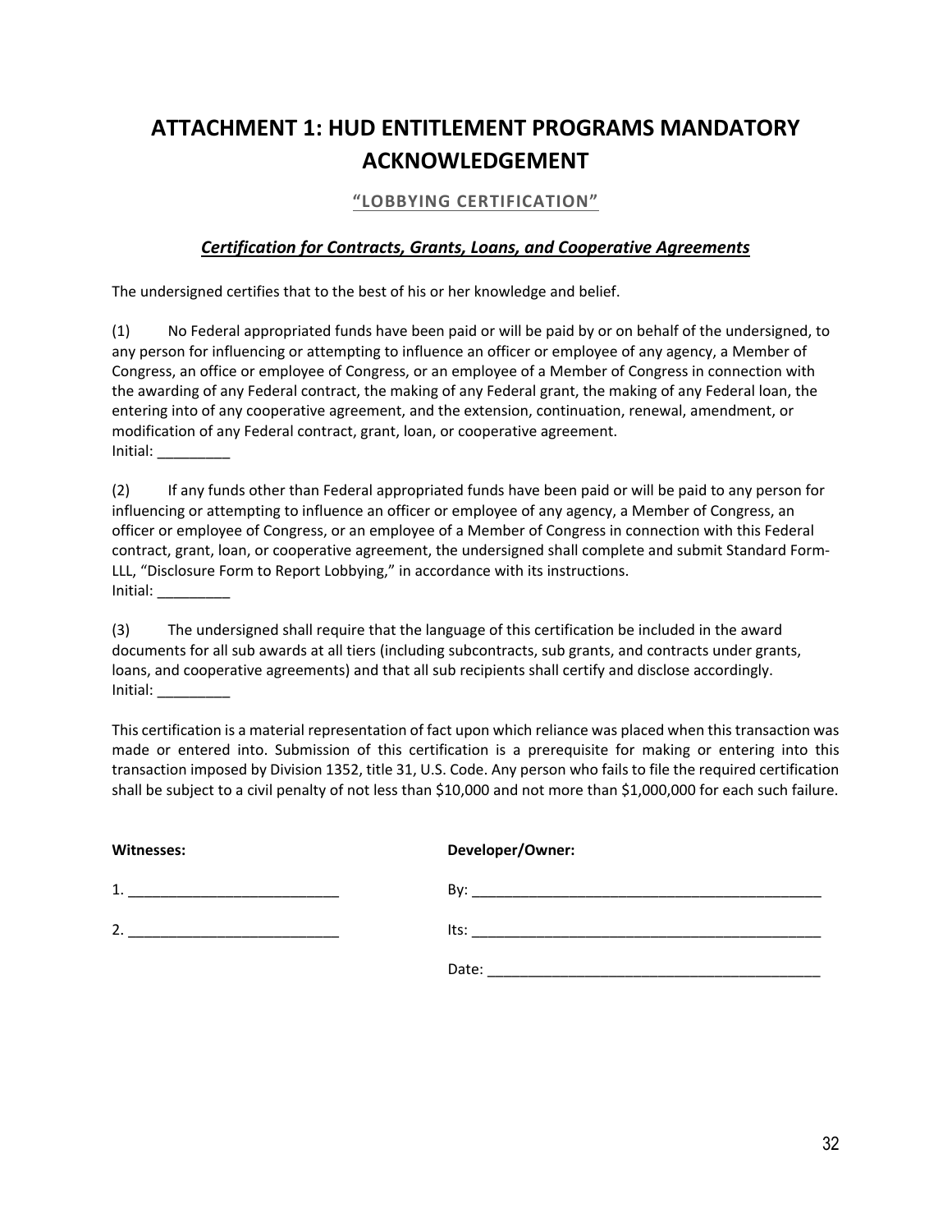# ATTACHMENT 1: HUD ENTITLEMENT PROGRAMS MANDATORY ACKNOWLEDGEMENT

## "LOBBYING CERTIFICATION"

### ***Certification for Contracts, Grants, Loans, and Cooperative Agreements***

The undersigned certifies that to the best of his or her knowledge and belief.

(1) No Federal appropriated funds have been paid or will be paid by or on behalf of the undersigned, to any person for influencing or attempting to influence an officer or employee of any agency, a Member of Congress, an office or employee of Congress, or an employee of a Member of Congress in connection with the awarding of any Federal contract, the making of any Federal grant, the making of any Federal loan, the entering into of any cooperative agreement, and the extension, continuation, renewal, amendment, or modification of any Federal contract, grant, loan, or cooperative agreement.
Initial: _________

(2) If any funds other than Federal appropriated funds have been paid or will be paid to any person for influencing or attempting to influence an officer or employee of any agency, a Member of Congress, an officer or employee of Congress, or an employee of a Member of Congress in connection with this Federal contract, grant, loan, or cooperative agreement, the undersigned shall complete and submit Standard Form-LLL, "Disclosure Form to Report Lobbying," in accordance with its instructions.
Initial: _________

(3) The undersigned shall require that the language of this certification be included in the award documents for all sub awards at all tiers (including subcontracts, sub grants, and contracts under grants, loans, and cooperative agreements) and that all sub recipients shall certify and disclose accordingly.
Initial: _________

This certification is a material representation of fact upon which reliance was placed when this transaction was made or entered into. Submission of this certification is a prerequisite for making or entering into this transaction imposed by Division 1352, title 31, U.S. Code. Any person who fails to file the required certification shall be subject to a civil penalty of not less than $10,000 and not more than $1,000,000 for each such failure.

**Witnesses:**

1. __________________________

2. __________________________

**Developer/Owner:**

By: ____________________________________________

Its: ____________________________________________

Date: __________________________________________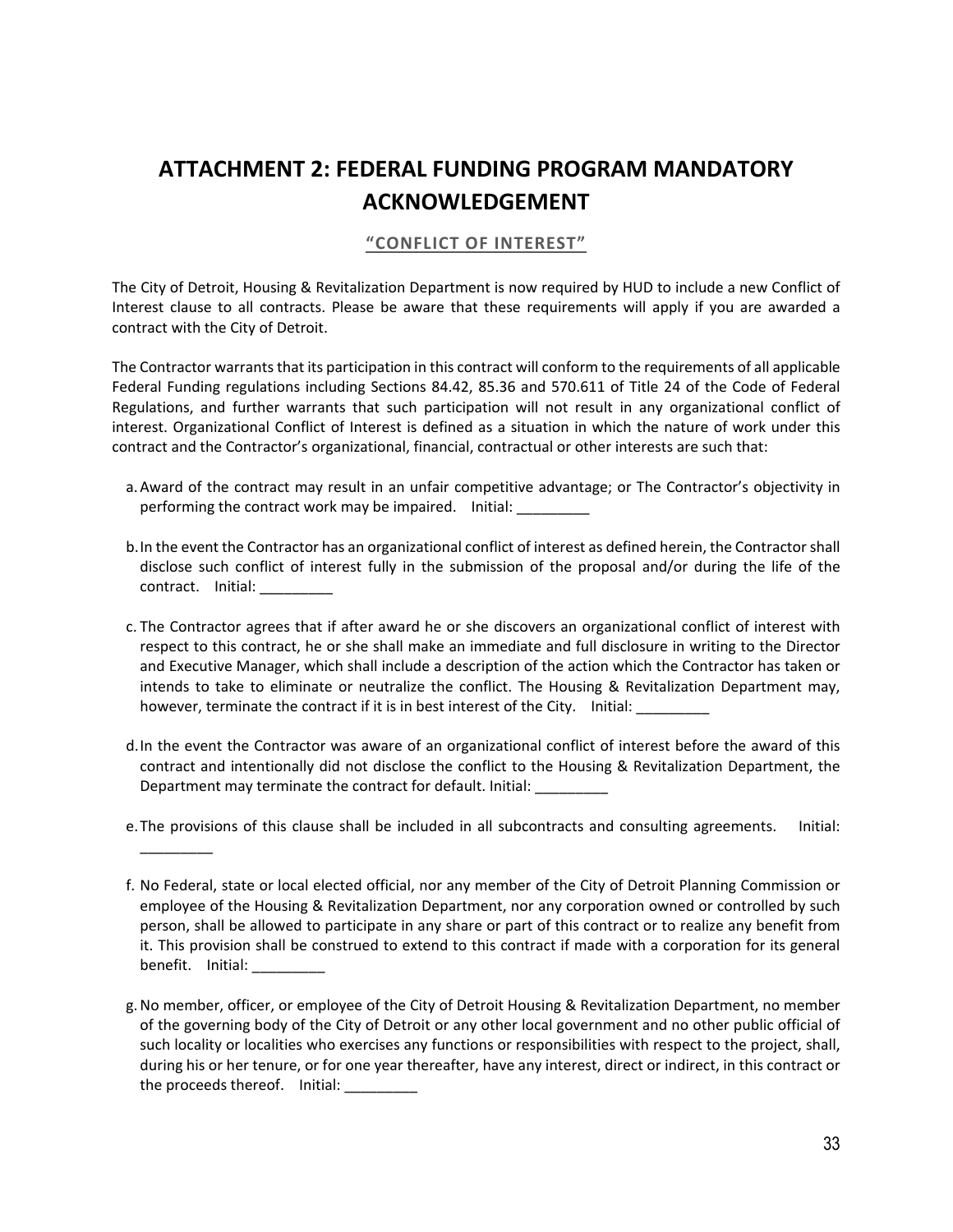# ATTACHMENT 2: FEDERAL FUNDING PROGRAM MANDATORY ACKNOWLEDGEMENT

## "CONFLICT OF INTEREST"

The City of Detroit, Housing & Revitalization Department is now required by HUD to include a new Conflict of Interest clause to all contracts. Please be aware that these requirements will apply if you are awarded a contract with the City of Detroit.

The Contractor warrants that its participation in this contract will conform to the requirements of all applicable Federal Funding regulations including Sections 84.42, 85.36 and 570.611 of Title 24 of the Code of Federal Regulations, and further warrants that such participation will not result in any organizational conflict of interest. Organizational Conflict of Interest is defined as a situation in which the nature of work under this contract and the Contractor's organizational, financial, contractual or other interests are such that:

a. Award of the contract may result in an unfair competitive advantage; or The Contractor's objectivity in performing the contract work may be impaired. Initial: _________

b. In the event the Contractor has an organizational conflict of interest as defined herein, the Contractor shall disclose such conflict of interest fully in the submission of the proposal and/or during the life of the contract. Initial: _________

c. The Contractor agrees that if after award he or she discovers an organizational conflict of interest with respect to this contract, he or she shall make an immediate and full disclosure in writing to the Director and Executive Manager, which shall include a description of the action which the Contractor has taken or intends to take to eliminate or neutralize the conflict. The Housing & Revitalization Department may, however, terminate the contract if it is in best interest of the City. Initial: _________

d. In the event the Contractor was aware of an organizational conflict of interest before the award of this contract and intentionally did not disclose the conflict to the Housing & Revitalization Department, the Department may terminate the contract for default. Initial: _________

e. The provisions of this clause shall be included in all subcontracts and consulting agreements. Initial: _________

f. No Federal, state or local elected official, nor any member of the City of Detroit Planning Commission or employee of the Housing & Revitalization Department, nor any corporation owned or controlled by such person, shall be allowed to participate in any share or part of this contract or to realize any benefit from it. This provision shall be construed to extend to this contract if made with a corporation for its general benefit. Initial: _________

g. No member, officer, or employee of the City of Detroit Housing & Revitalization Department, no member of the governing body of the City of Detroit or any other local government and no other public official of such locality or localities who exercises any functions or responsibilities with respect to the project, shall, during his or her tenure, or for one year thereafter, have any interest, direct or indirect, in this contract or the proceeds thereof. Initial: _________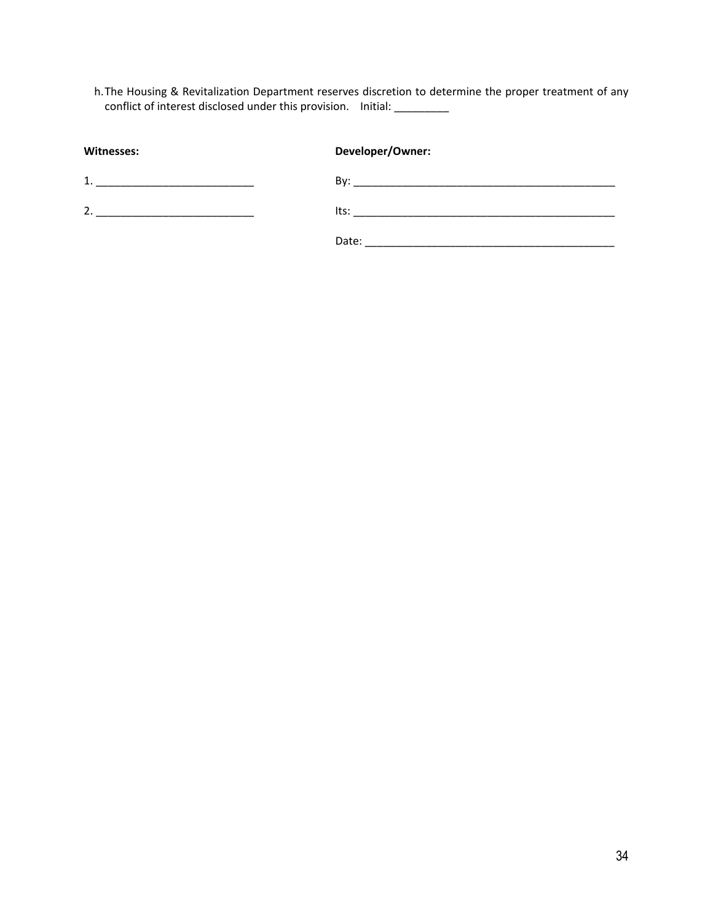h. The Housing & Revitalization Department reserves discretion to determine the proper treatment of any conflict of interest disclosed under this provision. Initial: _________

| **Witnesses:** | **Developer/Owner:** |
| --- | --- |
| 1. __________________________ | By: _____________________________________________ |
| 2. __________________________ | Its: _____________________________________________ |
| | Date: ___________________________________________ |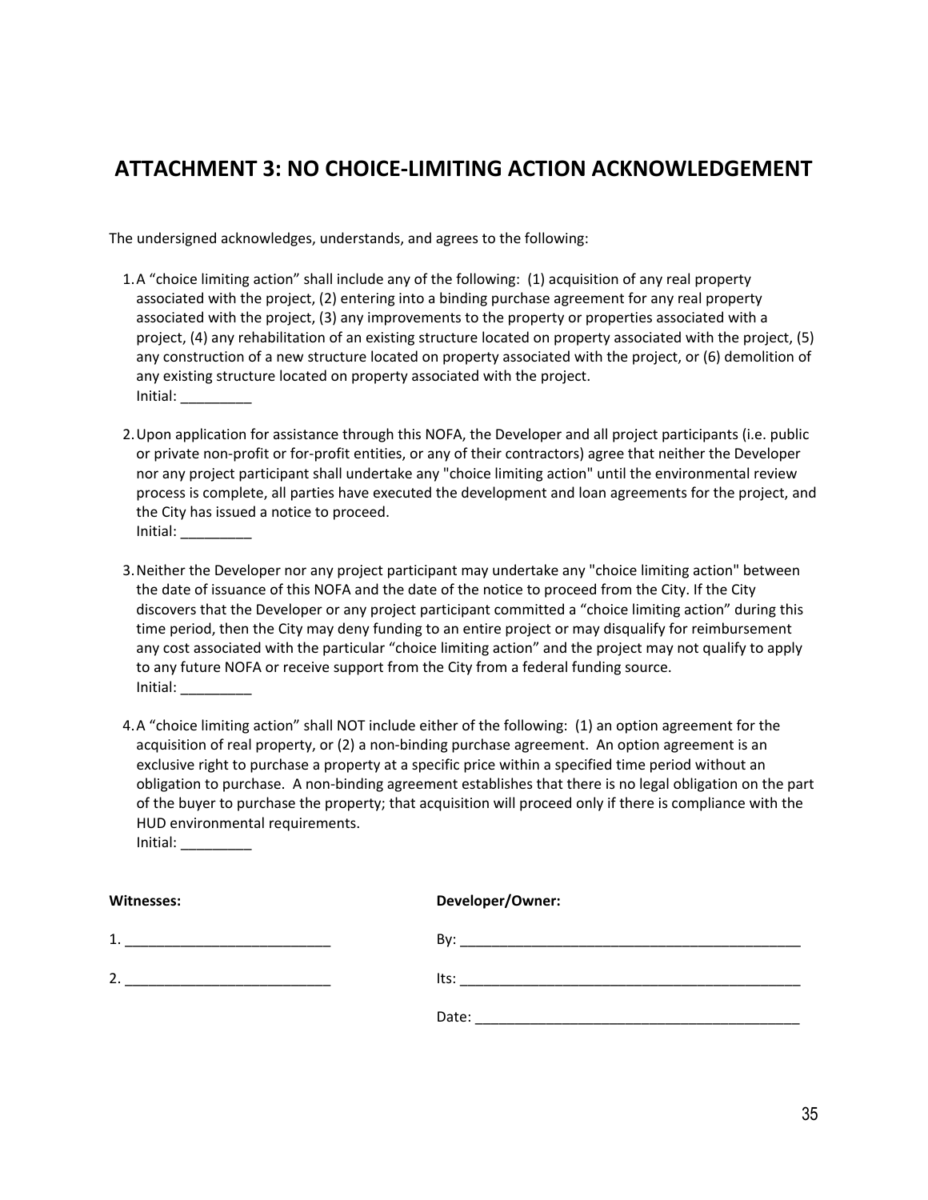## ATTACHMENT 3: NO CHOICE-LIMITING ACTION ACKNOWLEDGEMENT

The undersigned acknowledges, understands, and agrees to the following:

1. A "choice limiting action" shall include any of the following: (1) acquisition of any real property associated with the project, (2) entering into a binding purchase agreement for any real property associated with the project, (3) any improvements to the property or properties associated with a project, (4) any rehabilitation of an existing structure located on property associated with the project, (5) any construction of a new structure located on property associated with the project, or (6) demolition of any existing structure located on property associated with the project.
   Initial: _________

2. Upon application for assistance through this NOFA, the Developer and all project participants (i.e. public or private non-profit or for-profit entities, or any of their contractors) agree that neither the Developer nor any project participant shall undertake any "choice limiting action" until the environmental review process is complete, all parties have executed the development and loan agreements for the project, and the City has issued a notice to proceed.
   Initial: _________

3. Neither the Developer nor any project participant may undertake any "choice limiting action" between the date of issuance of this NOFA and the date of the notice to proceed from the City. If the City discovers that the Developer or any project participant committed a "choice limiting action" during this time period, then the City may deny funding to an entire project or may disqualify for reimbursement any cost associated with the particular "choice limiting action" and the project may not qualify to apply to any future NOFA or receive support from the City from a federal funding source.
   Initial: _________

4. A "choice limiting action" shall NOT include either of the following: (1) an option agreement for the acquisition of real property, or (2) a non-binding purchase agreement. An option agreement is an exclusive right to purchase a property at a specific price within a specified time period without an obligation to purchase. A non-binding agreement establishes that there is no legal obligation on the part of the buyer to purchase the property; that acquisition will proceed only if there is compliance with the HUD environmental requirements.
   Initial: _________

| **Witnesses:** | **Developer/Owner:** |
|---|---|
| 1. ___________________________ | By: ______________________________________________ |
| 2. ___________________________ | Its: ______________________________________________ |
| | Date: _____________________________________________ |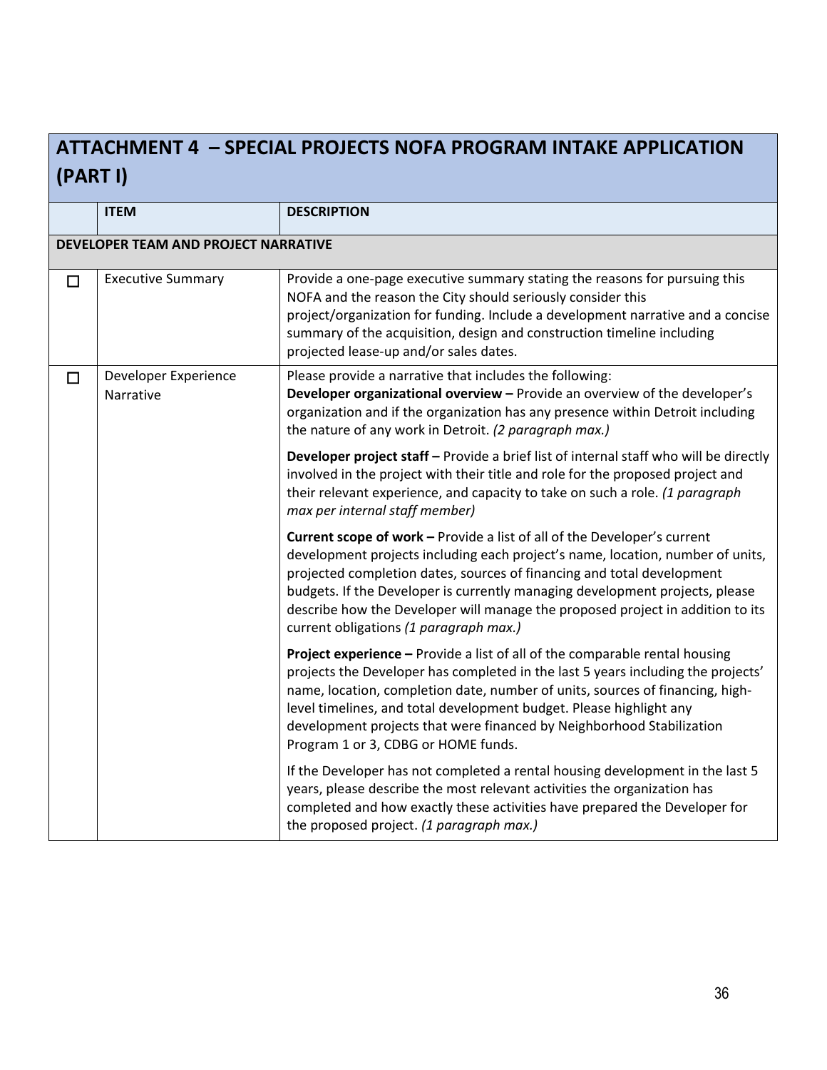# ATTACHMENT 4 – SPECIAL PROJECTS NOFA PROGRAM INTAKE APPLICATION (PART I)

| | ITEM | DESCRIPTION |
|---|---|---|
| **DEVELOPER TEAM AND PROJECT NARRATIVE** | | |
| ☐ | Executive Summary | Provide a one-page executive summary stating the reasons for pursuing this NOFA and the reason the City should seriously consider this project/organization for funding. Include a development narrative and a concise summary of the acquisition, design and construction timeline including projected lease-up and/or sales dates. |
| ☐ | Developer Experience Narrative | Please provide a narrative that includes the following:<br>**Developer organizational overview –** Provide an overview of the developer's organization and if the organization has any presence within Detroit including the nature of any work in Detroit. *(2 paragraph max.)* |
| | | **Developer project staff –** Provide a brief list of internal staff who will be directly involved in the project with their title and role for the proposed project and their relevant experience, and capacity to take on such a role. *(1 paragraph max per internal staff member)* |
| | | **Current scope of work –** Provide a list of all of the Developer's current development projects including each project's name, location, number of units, projected completion dates, sources of financing and total development budgets. If the Developer is currently managing development projects, please describe how the Developer will manage the proposed project in addition to its current obligations *(1 paragraph max.)* |
| | | **Project experience –** Provide a list of all of the comparable rental housing projects the Developer has completed in the last 5 years including the projects' name, location, completion date, number of units, sources of financing, high-level timelines, and total development budget. Please highlight any development projects that were financed by Neighborhood Stabilization Program 1 or 3, CDBG or HOME funds. |
| | | If the Developer has not completed a rental housing development in the last 5 years, please describe the most relevant activities the organization has completed and how exactly these activities have prepared the Developer for the proposed project. *(1 paragraph max.)* |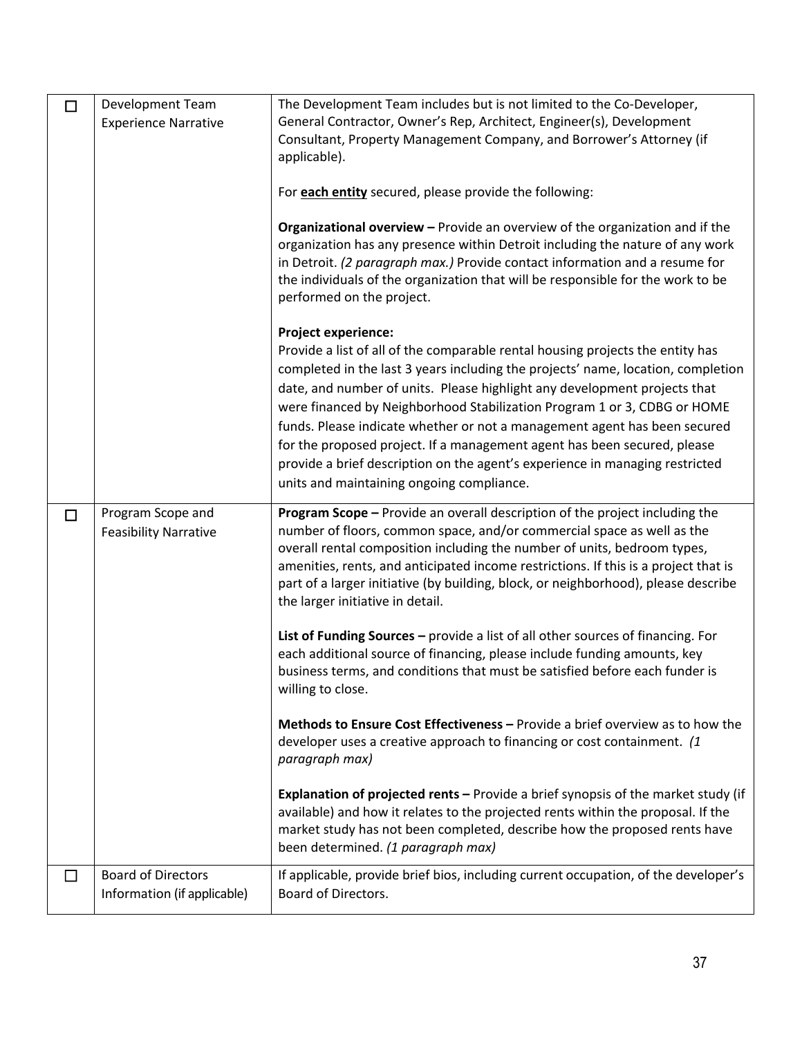| | | |
|---|---|---|
| ☐ | Development Team Experience Narrative | The Development Team includes but is not limited to the Co-Developer, General Contractor, Owner's Rep, Architect, Engineer(s), Development Consultant, Property Management Company, and Borrower's Attorney (if applicable).<br><br>For **each entity** secured, please provide the following:<br><br>**Organizational overview –** Provide an overview of the organization and if the organization has any presence within Detroit including the nature of any work in Detroit. *(2 paragraph max.)* Provide contact information and a resume for the individuals of the organization that will be responsible for the work to be performed on the project.<br><br>**Project experience:**<br>Provide a list of all of the comparable rental housing projects the entity has completed in the last 3 years including the projects' name, location, completion date, and number of units. Please highlight any development projects that were financed by Neighborhood Stabilization Program 1 or 3, CDBG or HOME funds. Please indicate whether or not a management agent has been secured for the proposed project. If a management agent has been secured, please provide a brief description on the agent's experience in managing restricted units and maintaining ongoing compliance. |
| ☐ | Program Scope and Feasibility Narrative | **Program Scope –** Provide an overall description of the project including the number of floors, common space, and/or commercial space as well as the overall rental composition including the number of units, bedroom types, amenities, rents, and anticipated income restrictions. If this is a project that is part of a larger initiative (by building, block, or neighborhood), please describe the larger initiative in detail.<br><br>**List of Funding Sources –** provide a list of all other sources of financing. For each additional source of financing, please include funding amounts, key business terms, and conditions that must be satisfied before each funder is willing to close.<br><br>**Methods to Ensure Cost Effectiveness –** Provide a brief overview as to how the developer uses a creative approach to financing or cost containment. *(1 paragraph max)*<br><br>**Explanation of projected rents –** Provide a brief synopsis of the market study (if available) and how it relates to the projected rents within the proposal. If the market study has not been completed, describe how the proposed rents have been determined. *(1 paragraph max)* |
| ☐ | Board of Directors Information (if applicable) | If applicable, provide brief bios, including current occupation, of the developer's Board of Directors. |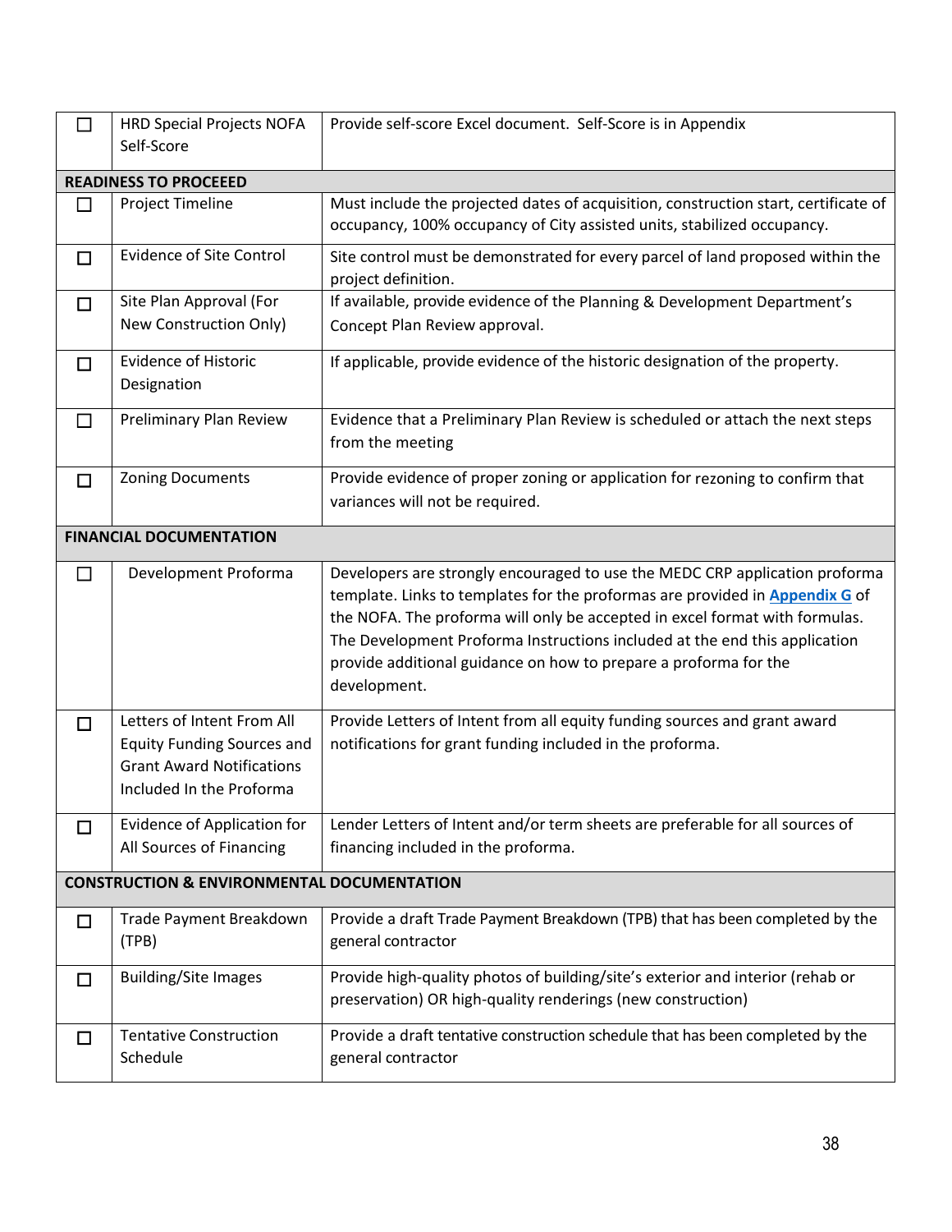| ☐ | HRD Special Projects NOFA Self-Score | Provide self-score Excel document. Self-Score is in Appendix |
|---|---|---|
| **READINESS TO PROCEEED** | | |
| ☐ | Project Timeline | Must include the projected dates of acquisition, construction start, certificate of occupancy, 100% occupancy of City assisted units, stabilized occupancy. |
| ☐ | Evidence of Site Control | Site control must be demonstrated for every parcel of land proposed within the project definition. |
| ☐ | Site Plan Approval (For New Construction Only) | If available, provide evidence of the Planning & Development Department's Concept Plan Review approval. |
| ☐ | Evidence of Historic Designation | If applicable, provide evidence of the historic designation of the property. |
| ☐ | Preliminary Plan Review | Evidence that a Preliminary Plan Review is scheduled or attach the next steps from the meeting |
| ☐ | Zoning Documents | Provide evidence of proper zoning or application for rezoning to confirm that variances will not be required. |
| **FINANCIAL DOCUMENTATION** | | |
| ☐ | Development Proforma | Developers are strongly encouraged to use the MEDC CRP application proforma template. Links to templates for the proformas are provided in **Appendix G** of the NOFA. The proforma will only be accepted in excel format with formulas. The Development Proforma Instructions included at the end this application provide additional guidance on how to prepare a proforma for the development. |
| ☐ | Letters of Intent From All Equity Funding Sources and Grant Award Notifications Included In the Proforma | Provide Letters of Intent from all equity funding sources and grant award notifications for grant funding included in the proforma. |
| ☐ | Evidence of Application for All Sources of Financing | Lender Letters of Intent and/or term sheets are preferable for all sources of financing included in the proforma. |
| **CONSTRUCTION & ENVIRONMENTAL DOCUMENTATION** | | |
| ☐ | Trade Payment Breakdown (TPB) | Provide a draft Trade Payment Breakdown (TPB) that has been completed by the general contractor |
| ☐ | Building/Site Images | Provide high-quality photos of building/site's exterior and interior (rehab or preservation) OR high-quality renderings (new construction) |
| ☐ | Tentative Construction Schedule | Provide a draft tentative construction schedule that has been completed by the general contractor |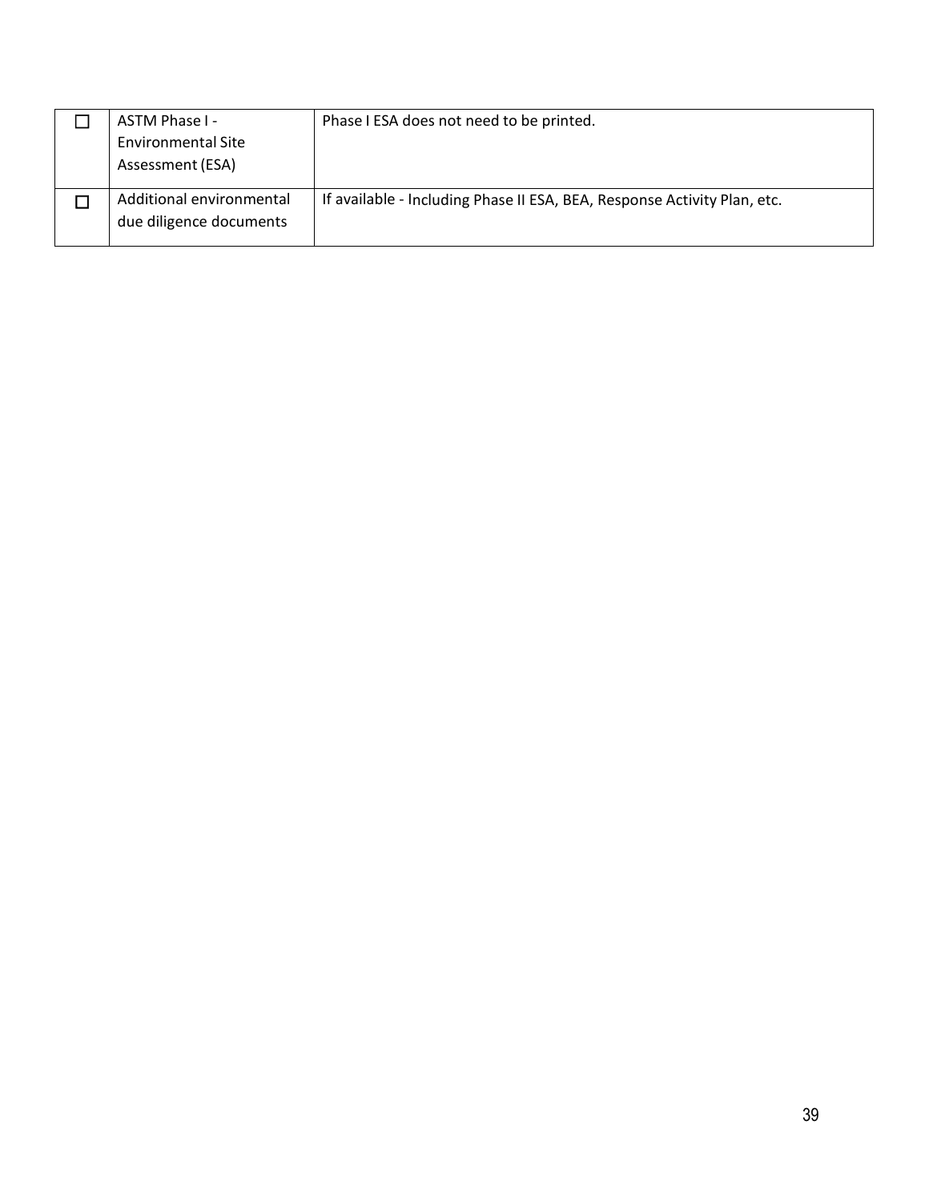| | | |
|---|---|---|
| ☐ | ASTM Phase I - Environmental Site Assessment (ESA) | Phase I ESA does not need to be printed. |
| ☐ | Additional environmental due diligence documents | If available - Including Phase II ESA, BEA, Response Activity Plan, etc. |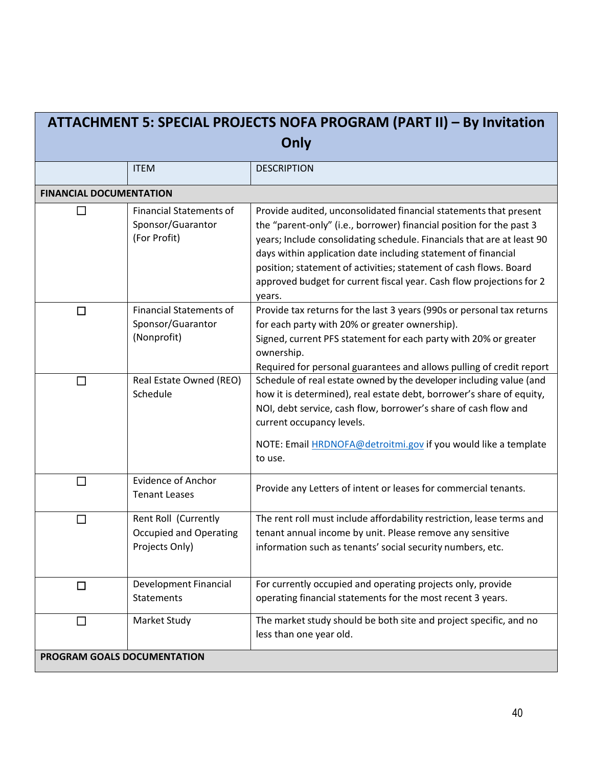## ATTACHMENT 5: SPECIAL PROJECTS NOFA PROGRAM (PART II) – By Invitation Only

| | ITEM | DESCRIPTION |
|---|---|---|
| **FINANCIAL DOCUMENTATION** | | |
| ☐ | Financial Statements of Sponsor/Guarantor (For Profit) | Provide audited, unconsolidated financial statements that present the "parent-only" (i.e., borrower) financial position for the past 3 years; Include consolidating schedule. Financials that are at least 90 days within application date including statement of financial position; statement of activities; statement of cash flows. Board approved budget for current fiscal year. Cash flow projections for 2 years. |
| ☐ | Financial Statements of Sponsor/Guarantor (Nonprofit) | Provide tax returns for the last 3 years (990s or personal tax returns for each party with 20% or greater ownership).<br>Signed, current PFS statement for each party with 20% or greater ownership.<br>Required for personal guarantees and allows pulling of credit report |
| ☐ | Real Estate Owned (REO) Schedule | Schedule of real estate owned by the developer including value (and how it is determined), real estate debt, borrower's share of equity, NOI, debt service, cash flow, borrower's share of cash flow and current occupancy levels.<br><br>NOTE: Email HRDNOFA@detroitmi.gov if you would like a template to use. |
| ☐ | Evidence of Anchor Tenant Leases | Provide any Letters of intent or leases for commercial tenants. |
| ☐ | Rent Roll (Currently Occupied and Operating Projects Only) | The rent roll must include affordability restriction, lease terms and tenant annual income by unit. Please remove any sensitive information such as tenants' social security numbers, etc. |
| ☐ | Development Financial Statements | For currently occupied and operating projects only, provide operating financial statements for the most recent 3 years. |
| ☐ | Market Study | The market study should be both site and project specific, and no less than one year old. |
| **PROGRAM GOALS DOCUMENTATION** | | |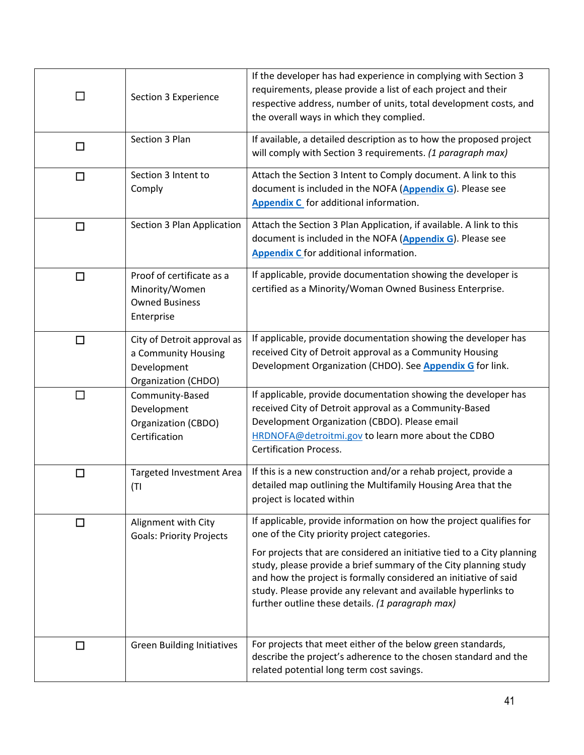| | | |
|---|---|---|
| ☐ | Section 3 Experience | If the developer has had experience in complying with Section 3 requirements, please provide a list of each project and their respective address, number of units, total development costs, and the overall ways in which they complied. |
| ☐ | Section 3 Plan | If available, a detailed description as to how the proposed project will comply with Section 3 requirements. *(1 paragraph max)* |
| ☐ | Section 3 Intent to Comply | Attach the Section 3 Intent to Comply document. A link to this document is included in the NOFA (**Appendix G**). Please see **Appendix C** for additional information. |
| ☐ | Section 3 Plan Application | Attach the Section 3 Plan Application, if available. A link to this document is included in the NOFA (**Appendix G**). Please see **Appendix C** for additional information. |
| ☐ | Proof of certificate as a Minority/Women Owned Business Enterprise | If applicable, provide documentation showing the developer is certified as a Minority/Woman Owned Business Enterprise. |
| ☐ | City of Detroit approval as a Community Housing Development Organization (CHDO) | If applicable, provide documentation showing the developer has received City of Detroit approval as a Community Housing Development Organization (CHDO). See **Appendix G** for link. |
| ☐ | Community-Based Development Organization (CBDO) Certification | If applicable, provide documentation showing the developer has received City of Detroit approval as a Community-Based Development Organization (CBDO). Please email HRDNOFA@detroitmi.gov to learn more about the CDBO Certification Process. |
| ☐ | Targeted Investment Area (TI | If this is a new construction and/or a rehab project, provide a detailed map outlining the Multifamily Housing Area that the project is located within |
| ☐ | Alignment with City Goals: Priority Projects | If applicable, provide information on how the project qualifies for one of the City priority project categories.<br><br>For projects that are considered an initiative tied to a City planning study, please provide a brief summary of the City planning study and how the project is formally considered an initiative of said study. Please provide any relevant and available hyperlinks to further outline these details. *(1 paragraph max)* |
| ☐ | Green Building Initiatives | For projects that meet either of the below green standards, describe the project's adherence to the chosen standard and the related potential long term cost savings. |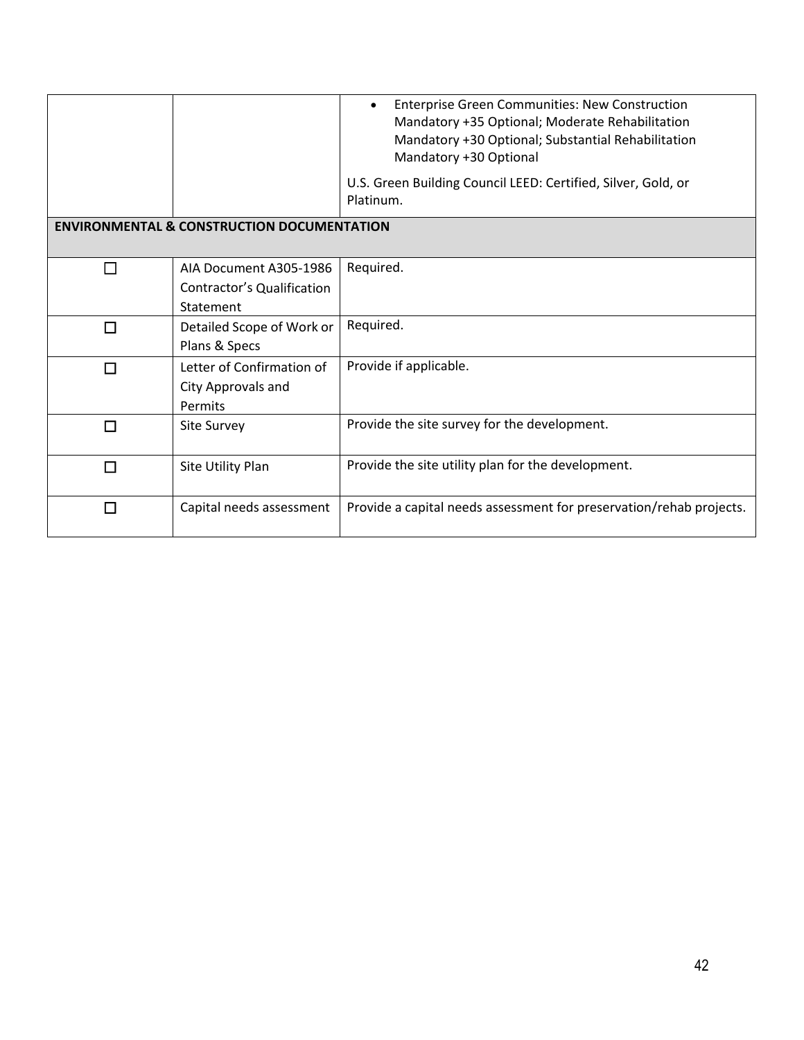| | | |
|---|---|---|
| | | • Enterprise Green Communities: New Construction Mandatory +35 Optional; Moderate Rehabilitation Mandatory +30 Optional; Substantial Rehabilitation Mandatory +30 Optional<br><br>U.S. Green Building Council LEED: Certified, Silver, Gold, or Platinum. |
| **ENVIRONMENTAL & CONSTRUCTION DOCUMENTATION** | | |
| ☐ | AIA Document A305-1986 Contractor's Qualification Statement | Required. |
| ☐ | Detailed Scope of Work or Plans & Specs | Required. |
| ☐ | Letter of Confirmation of City Approvals and Permits | Provide if applicable. |
| ☐ | Site Survey | Provide the site survey for the development. |
| ☐ | Site Utility Plan | Provide the site utility plan for the development. |
| ☐ | Capital needs assessment | Provide a capital needs assessment for preservation/rehab projects. |